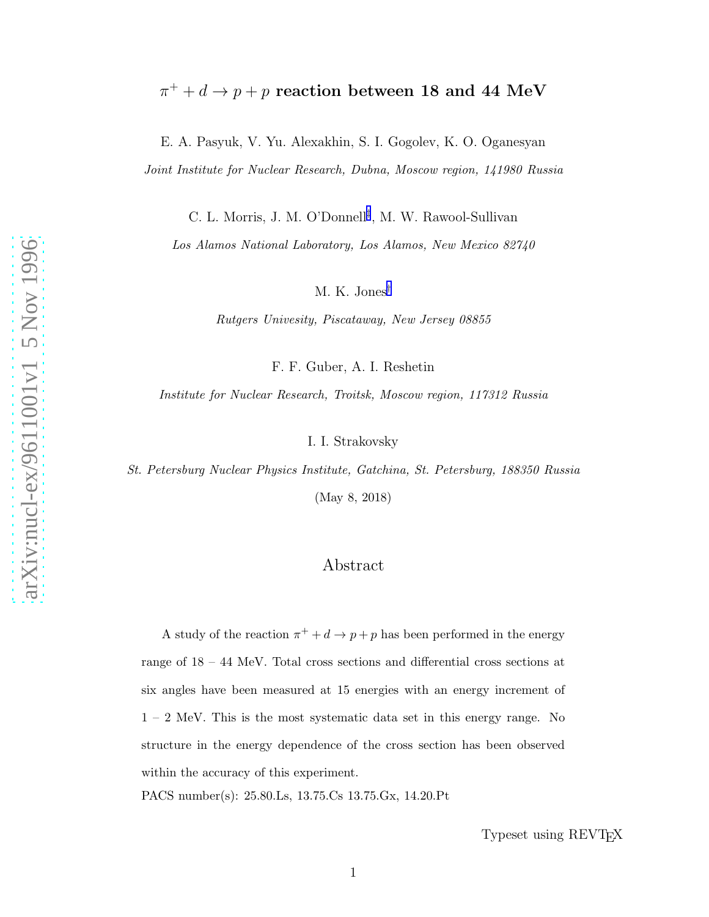# $\pi^+ + d \rightarrow p + p$ reaction between 18 and 44 MeV

E. A. Pasyuk, V. Yu. Alexakhin, S. I. Gogolev, K. O. Oganesyan

*Joint Institute for Nuclear Research, Dubna, Moscow region, 141980 Russia*

C. L. Morris, J. M. O'Donnell[*], M. W. Rawool-Sullivan

*Los Alamos National Laboratory, Los Alamos, New Mexico 82740*

M. K. Jones[†]

*Rutgers Univesity, Piscataway, New Jersey 08855*

F. F. Guber, A. I. Reshetin

*Institute for Nuclear Research, Troitsk, Moscow region, 117312 Russia*

I. I. Strakovsky

*St. Petersburg Nuclear Physics Institute, Gatchina, St. Petersburg, 188350 Russia*

(May 8, 2018)

## Abstract

A study of the reaction $\pi^+ + d \rightarrow p + p$ has been performed in the energy range of 18 – 44 MeV. Total cross sections and differential cross sections at six angles have been measured at 15 energies with an energy increment of 1 – 2 MeV. This is the most systematic data set in this energy range. No structure in the energy dependence of the cross section has been observed within the accuracy of this experiment.

PACS number(s): 25.80.Ls, 13.75.Cs 13.75.Gx, 14.20.Pt

Typeset using REVTEX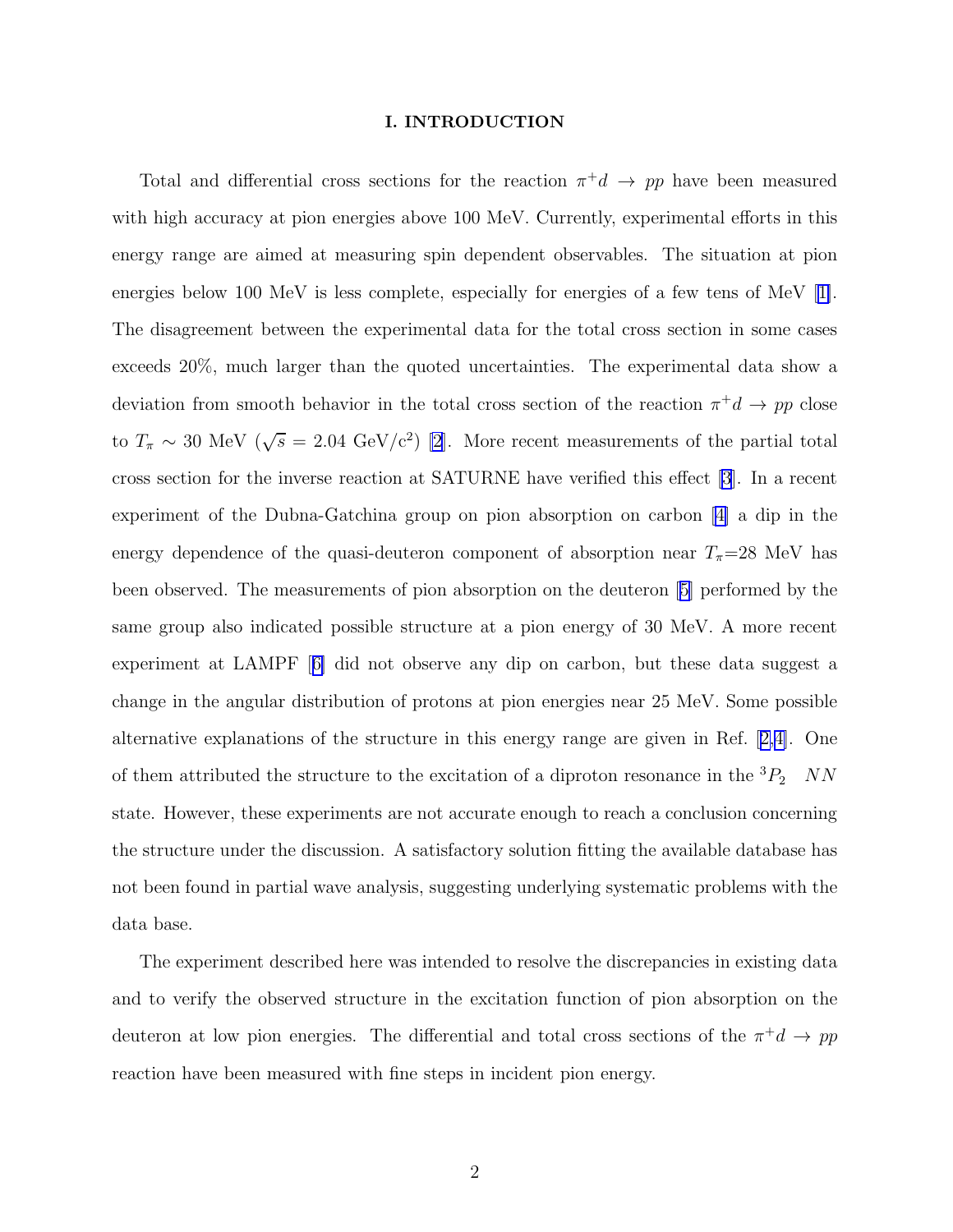## I. INTRODUCTION

Total and differential cross sections for the reaction $\pi^+ d \to pp$ have been measured with high accuracy at pion energies above 100 MeV. Currently, experimental efforts in this energy range are aimed at measuring spin dependent observables. The situation at pion energies below 100 MeV is less complete, especially for energies of a few tens of MeV [1]. The disagreement between the experimental data for the total cross section in some cases exceeds 20%, much larger than the quoted uncertainties. The experimental data show a deviation from smooth behavior in the total cross section of the reaction $\pi^+ d \to pp$ close to $T_\pi \sim 30$ MeV ($\sqrt{s} = 2.04$ GeV/c$^2$) [2]. More recent measurements of the partial total cross section for the inverse reaction at SATURNE have verified this effect [3]. In a recent experiment of the Dubna-Gatchina group on pion absorption on carbon [4] a dip in the energy dependence of the quasi-deuteron component of absorption near $T_\pi$=28 MeV has been observed. The measurements of pion absorption on the deuteron [5] performed by the same group also indicated possible structure at a pion energy of 30 MeV. A more recent experiment at LAMPF [6] did not observe any dip on carbon, but these data suggest a change in the angular distribution of protons at pion energies near 25 MeV. Some possible alternative explanations of the structure in this energy range are given in Ref. [2,4]. One of them attributed the structure to the excitation of a diproton resonance in the $^3P_2 \quad NN$ state. However, these experiments are not accurate enough to reach a conclusion concerning the structure under the discussion. A satisfactory solution fitting the available database has not been found in partial wave analysis, suggesting underlying systematic problems with the data base.

The experiment described here was intended to resolve the discrepancies in existing data and to verify the observed structure in the excitation function of pion absorption on the deuteron at low pion energies. The differential and total cross sections of the $\pi^+ d \to pp$ reaction have been measured with fine steps in incident pion energy.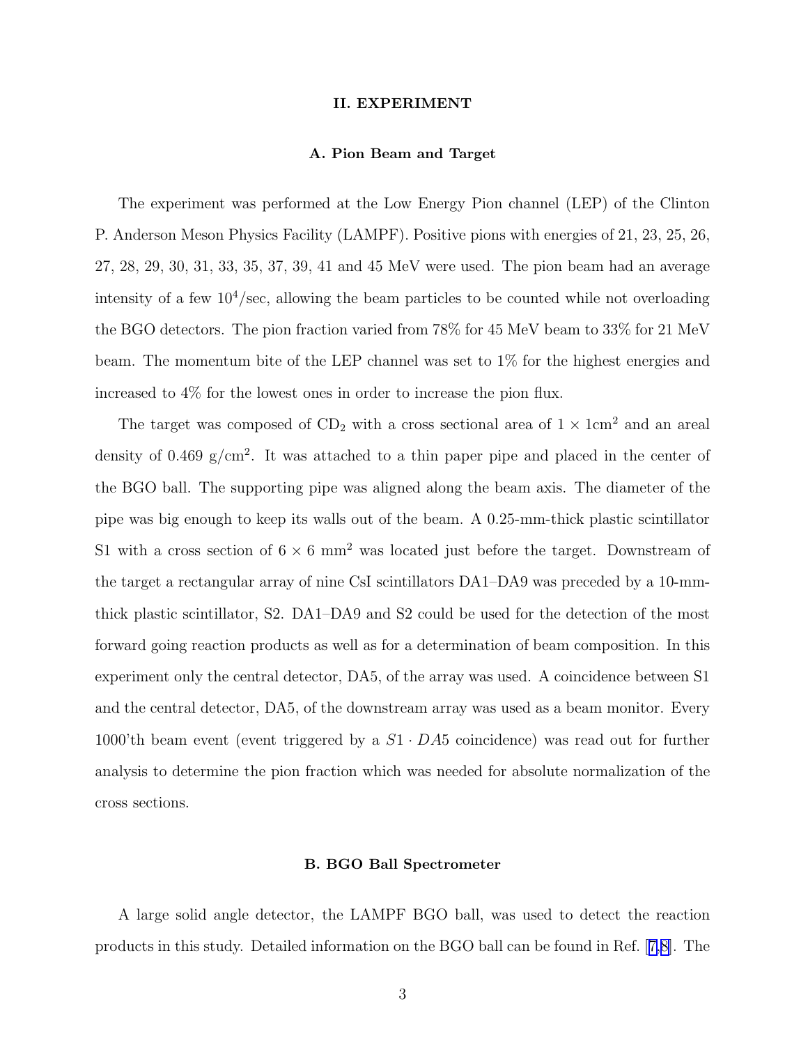## II. EXPERIMENT

### A. Pion Beam and Target

The experiment was performed at the Low Energy Pion channel (LEP) of the Clinton P. Anderson Meson Physics Facility (LAMPF). Positive pions with energies of 21, 23, 25, 26, 27, 28, 29, 30, 31, 33, 35, 37, 39, 41 and 45 MeV were used. The pion beam had an average intensity of a few $10^4$/sec, allowing the beam particles to be counted while not overloading the BGO detectors. The pion fraction varied from 78% for 45 MeV beam to 33% for 21 MeV beam. The momentum bite of the LEP channel was set to 1% for the highest energies and increased to 4% for the lowest ones in order to increase the pion flux.

The target was composed of $CD_2$ with a cross sectional area of $1 \times 1\text{cm}^2$ and an areal density of 0.469 g/cm$^2$. It was attached to a thin paper pipe and placed in the center of the BGO ball. The supporting pipe was aligned along the beam axis. The diameter of the pipe was big enough to keep its walls out of the beam. A 0.25-mm-thick plastic scintillator S1 with a cross section of $6 \times 6$ mm$^2$ was located just before the target. Downstream of the target a rectangular array of nine CsI scintillators DA1–DA9 was preceded by a 10-mm-thick plastic scintillator, S2. DA1–DA9 and S2 could be used for the detection of the most forward going reaction products as well as for a determination of beam composition. In this experiment only the central detector, DA5, of the array was used. A coincidence between S1 and the central detector, DA5, of the downstream array was used as a beam monitor. Every 1000'th beam event (event triggered by a $S1 \cdot DA5$ coincidence) was read out for further analysis to determine the pion fraction which was needed for absolute normalization of the cross sections.

### B. BGO Ball Spectrometer

A large solid angle detector, the LAMPF BGO ball, was used to detect the reaction products in this study. Detailed information on the BGO ball can be found in Ref. [7,8]. The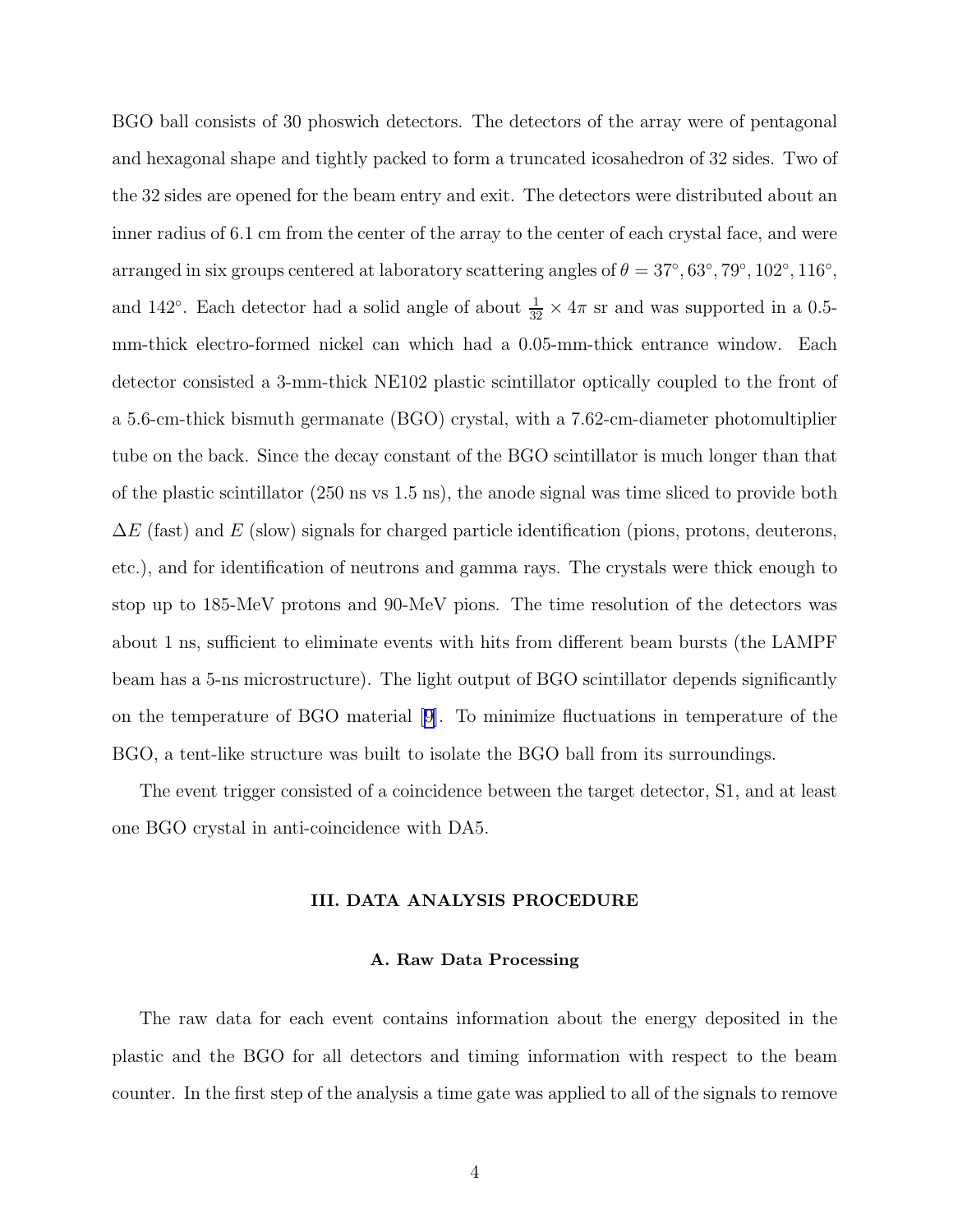BGO ball consists of 30 phoswich detectors. The detectors of the array were of pentagonal and hexagonal shape and tightly packed to form a truncated icosahedron of 32 sides. Two of the 32 sides are opened for the beam entry and exit. The detectors were distributed about an inner radius of 6.1 cm from the center of the array to the center of each crystal face, and were arranged in six groups centered at laboratory scattering angles of $\theta = 37^\circ, 63^\circ, 79^\circ, 102^\circ, 116^\circ$, and $142^\circ$. Each detector had a solid angle of about $\frac{1}{32} \times 4\pi$ sr and was supported in a 0.5-mm-thick electro-formed nickel can which had a 0.05-mm-thick entrance window. Each detector consisted a 3-mm-thick NE102 plastic scintillator optically coupled to the front of a 5.6-cm-thick bismuth germanate (BGO) crystal, with a 7.62-cm-diameter photomultiplier tube on the back. Since the decay constant of the BGO scintillator is much longer than that of the plastic scintillator (250 ns vs 1.5 ns), the anode signal was time sliced to provide both $\Delta E$ (fast) and $E$ (slow) signals for charged particle identification (pions, protons, deuterons, etc.), and for identification of neutrons and gamma rays. The crystals were thick enough to stop up to 185-MeV protons and 90-MeV pions. The time resolution of the detectors was about 1 ns, sufficient to eliminate events with hits from different beam bursts (the LAMPF beam has a 5-ns microstructure). The light output of BGO scintillator depends significantly on the temperature of BGO material [9]. To minimize fluctuations in temperature of the BGO, a tent-like structure was built to isolate the BGO ball from its surroundings.

The event trigger consisted of a coincidence between the target detector, S1, and at least one BGO crystal in anti-coincidence with DA5.

## III. DATA ANALYSIS PROCEDURE

### A. Raw Data Processing

The raw data for each event contains information about the energy deposited in the plastic and the BGO for all detectors and timing information with respect to the beam counter. In the first step of the analysis a time gate was applied to all of the signals to remove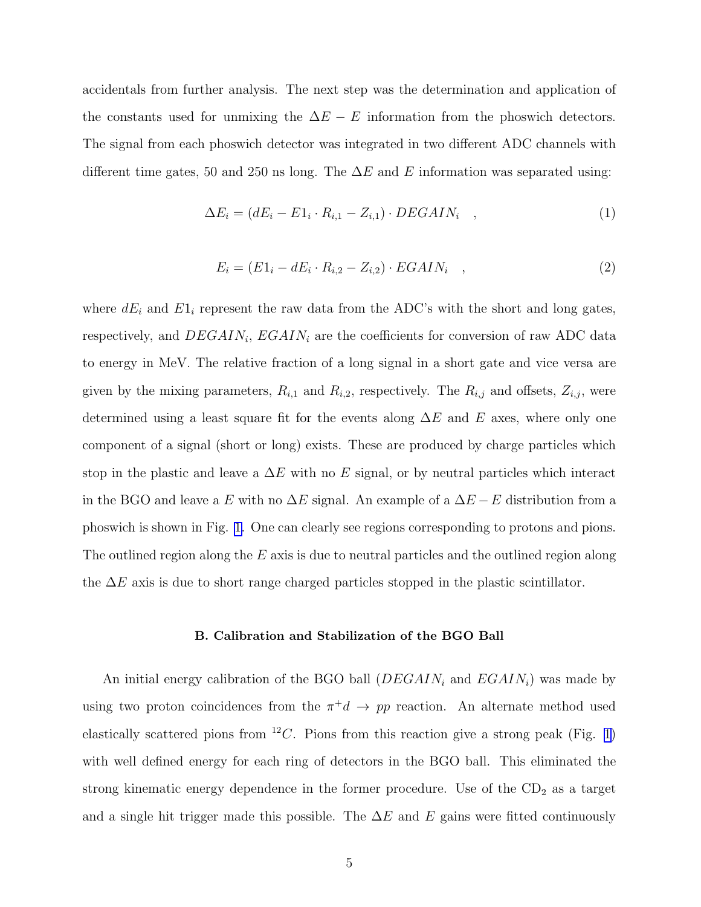accidentals from further analysis. The next step was the determination and application of the constants used for unmixing the $\Delta E - E$ information from the phoswich detectors. The signal from each phoswich detector was integrated in two different ADC channels with different time gates, 50 and 250 ns long. The $\Delta E$ and $E$ information was separated using:

$$\Delta E_i = (dE_i - E1_i \cdot R_{i,1} - Z_{i,1}) \cdot DEGAIN_i \quad , \tag{1}$$

$$E_i = (E1_i - dE_i \cdot R_{i,2} - Z_{i,2}) \cdot EGAIN_i \quad , \tag{2}$$

where $dE_i$ and $E1_i$ represent the raw data from the ADC's with the short and long gates, respectively, and $DEGAIN_i$, $EGAIN_i$ are the coefficients for conversion of raw ADC data to energy in MeV. The relative fraction of a long signal in a short gate and vice versa are given by the mixing parameters, $R_{i,1}$ and $R_{i,2}$, respectively. The $R_{i,j}$ and offsets, $Z_{i,j}$, were determined using a least square fit for the events along $\Delta E$ and $E$ axes, where only one component of a signal (short or long) exists. These are produced by charge particles which stop in the plastic and leave a $\Delta E$ with no $E$ signal, or by neutral particles which interact in the BGO and leave a $E$ with no $\Delta E$ signal. An example of a $\Delta E - E$ distribution from a phoswich is shown in Fig. 1. One can clearly see regions corresponding to protons and pions. The outlined region along the $E$ axis is due to neutral particles and the outlined region along the $\Delta E$ axis is due to short range charged particles stopped in the plastic scintillator.

### B. Calibration and Stabilization of the BGO Ball

An initial energy calibration of the BGO ball ($DEGAIN_i$ and $EGAIN_i$) was made by using two proton coincidences from the $\pi^+ d \to pp$ reaction. An alternate method used elastically scattered pions from $^{12}C$. Pions from this reaction give a strong peak (Fig. 1) with well defined energy for each ring of detectors in the BGO ball. This eliminated the strong kinematic energy dependence in the former procedure. Use of the $CD_2$ as a target and a single hit trigger made this possible. The $\Delta E$ and $E$ gains were fitted continuously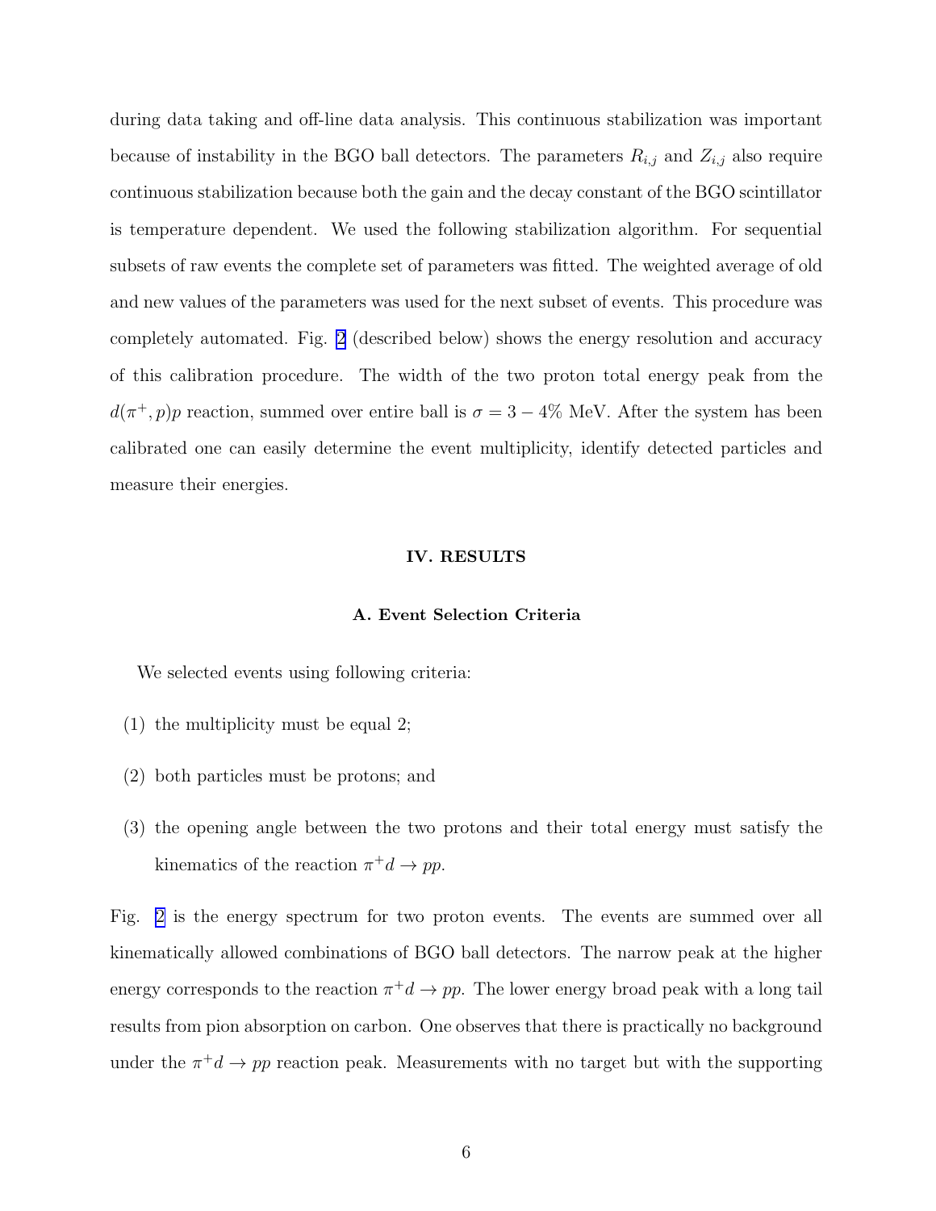during data taking and off-line data analysis. This continuous stabilization was important because of instability in the BGO ball detectors. The parameters $R_{i,j}$ and $Z_{i,j}$ also require continuous stabilization because both the gain and the decay constant of the BGO scintillator is temperature dependent. We used the following stabilization algorithm. For sequential subsets of raw events the complete set of parameters was fitted. The weighted average of old and new values of the parameters was used for the next subset of events. This procedure was completely automated. Fig. 2 (described below) shows the energy resolution and accuracy of this calibration procedure. The width of the two proton total energy peak from the $d(\pi^+, p)p$ reaction, summed over entire ball is $\sigma = 3 - 4\%$ MeV. After the system has been calibrated one can easily determine the event multiplicity, identify detected particles and measure their energies.

## IV. RESULTS

### A. Event Selection Criteria

We selected events using following criteria:

(1) the multiplicity must be equal 2;

(2) both particles must be protons; and

(3) the opening angle between the two protons and their total energy must satisfy the kinematics of the reaction $\pi^+ d \to pp$.

Fig. 2 is the energy spectrum for two proton events. The events are summed over all kinematically allowed combinations of BGO ball detectors. The narrow peak at the higher energy corresponds to the reaction $\pi^+ d \to pp$. The lower energy broad peak with a long tail results from pion absorption on carbon. One observes that there is practically no background under the $\pi^+ d \to pp$ reaction peak. Measurements with no target but with the supporting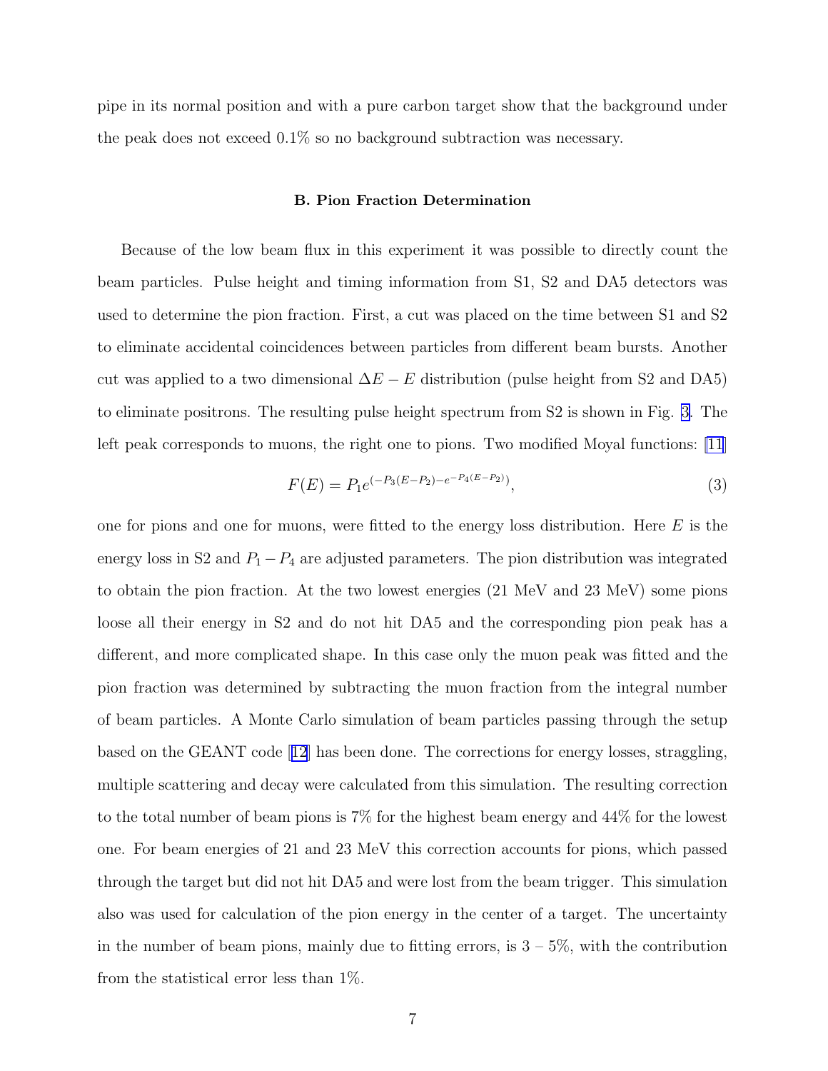pipe in its normal position and with a pure carbon target show that the background under the peak does not exceed 0.1% so no background subtraction was necessary.

### B. Pion Fraction Determination

Because of the low beam flux in this experiment it was possible to directly count the beam particles. Pulse height and timing information from S1, S2 and DA5 detectors was used to determine the pion fraction. First, a cut was placed on the time between S1 and S2 to eliminate accidental coincidences between particles from different beam bursts. Another cut was applied to a two dimensional $\Delta E - E$ distribution (pulse height from S2 and DA5) to eliminate positrons. The resulting pulse height spectrum from S2 is shown in Fig. 3. The left peak corresponds to muons, the right one to pions. Two modified Moyal functions: [11]

$$F(E) = P_1 e^{(-P_3(E-P_2) - e^{-P_4(E-P_2)})}, \tag{3}$$

one for pions and one for muons, were fitted to the energy loss distribution. Here $E$ is the energy loss in S2 and $P_1 - P_4$ are adjusted parameters. The pion distribution was integrated to obtain the pion fraction. At the two lowest energies (21 MeV and 23 MeV) some pions loose all their energy in S2 and do not hit DA5 and the corresponding pion peak has a different, and more complicated shape. In this case only the muon peak was fitted and the pion fraction was determined by subtracting the muon fraction from the integral number of beam particles. A Monte Carlo simulation of beam particles passing through the setup based on the GEANT code [12] has been done. The corrections for energy losses, straggling, multiple scattering and decay were calculated from this simulation. The resulting correction to the total number of beam pions is 7% for the highest beam energy and 44% for the lowest one. For beam energies of 21 and 23 MeV this correction accounts for pions, which passed through the target but did not hit DA5 and were lost from the beam trigger. This simulation also was used for calculation of the pion energy in the center of a target. The uncertainty in the number of beam pions, mainly due to fitting errors, is 3 – 5%, with the contribution from the statistical error less than 1%.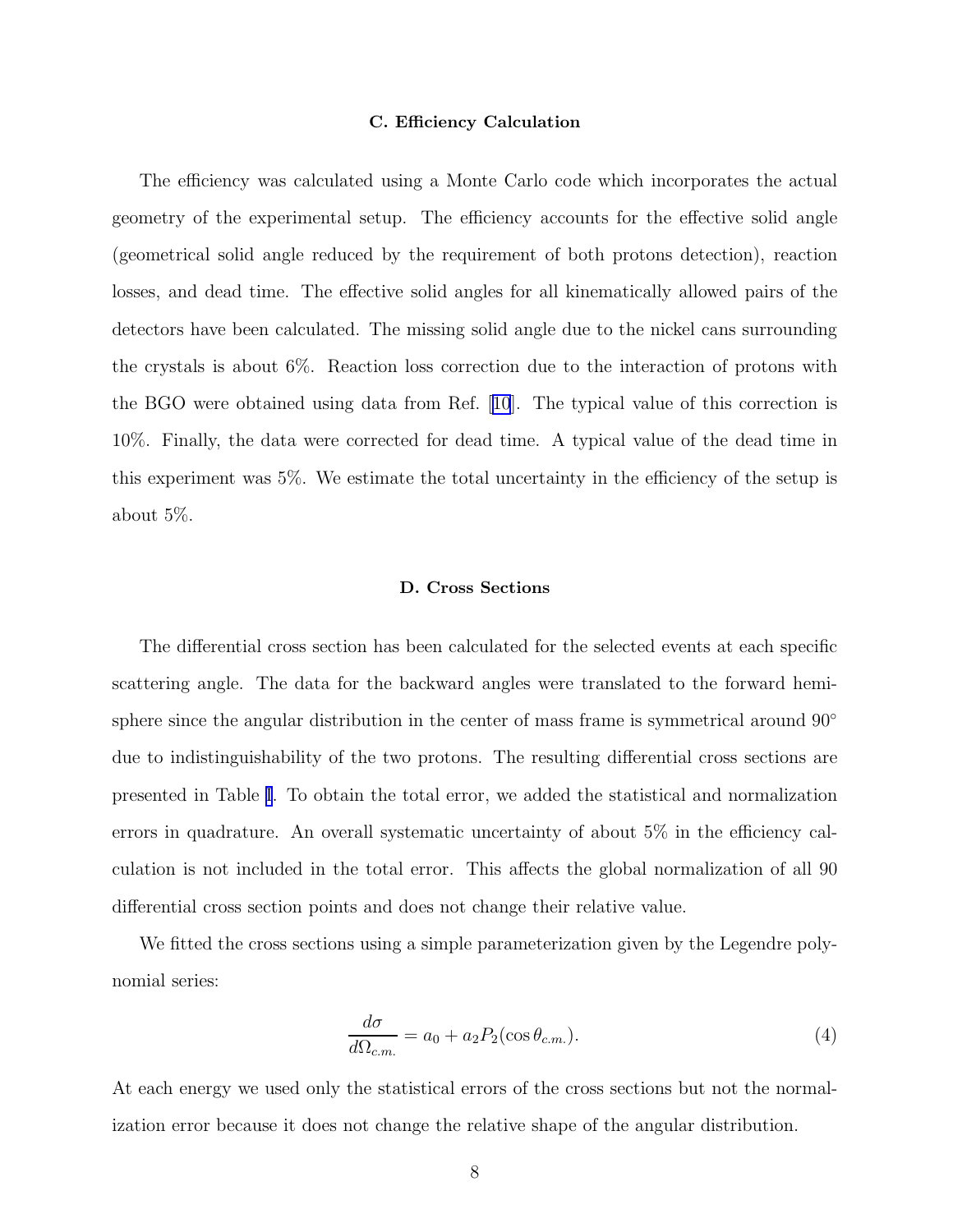### C. Efficiency Calculation

The efficiency was calculated using a Monte Carlo code which incorporates the actual geometry of the experimental setup. The efficiency accounts for the effective solid angle (geometrical solid angle reduced by the requirement of both protons detection), reaction losses, and dead time. The effective solid angles for all kinematically allowed pairs of the detectors have been calculated. The missing solid angle due to the nickel cans surrounding the crystals is about 6%. Reaction loss correction due to the interaction of protons with the BGO were obtained using data from Ref. [10]. The typical value of this correction is 10%. Finally, the data were corrected for dead time. A typical value of the dead time in this experiment was 5%. We estimate the total uncertainty in the efficiency of the setup is about 5%.

### D. Cross Sections

The differential cross section has been calculated for the selected events at each specific scattering angle. The data for the backward angles were translated to the forward hemisphere since the angular distribution in the center of mass frame is symmetrical around 90° due to indistinguishability of the two protons. The resulting differential cross sections are presented in Table I. To obtain the total error, we added the statistical and normalization errors in quadrature. An overall systematic uncertainty of about 5% in the efficiency calculation is not included in the total error. This affects the global normalization of all 90 differential cross section points and does not change their relative value.

We fitted the cross sections using a simple parameterization given by the Legendre polynomial series:

$$\frac{d\sigma}{d\Omega_{c.m.}} = a_0 + a_2 P_2(\cos\theta_{c.m.}). \tag{4}$$

At each energy we used only the statistical errors of the cross sections but not the normalization error because it does not change the relative shape of the angular distribution.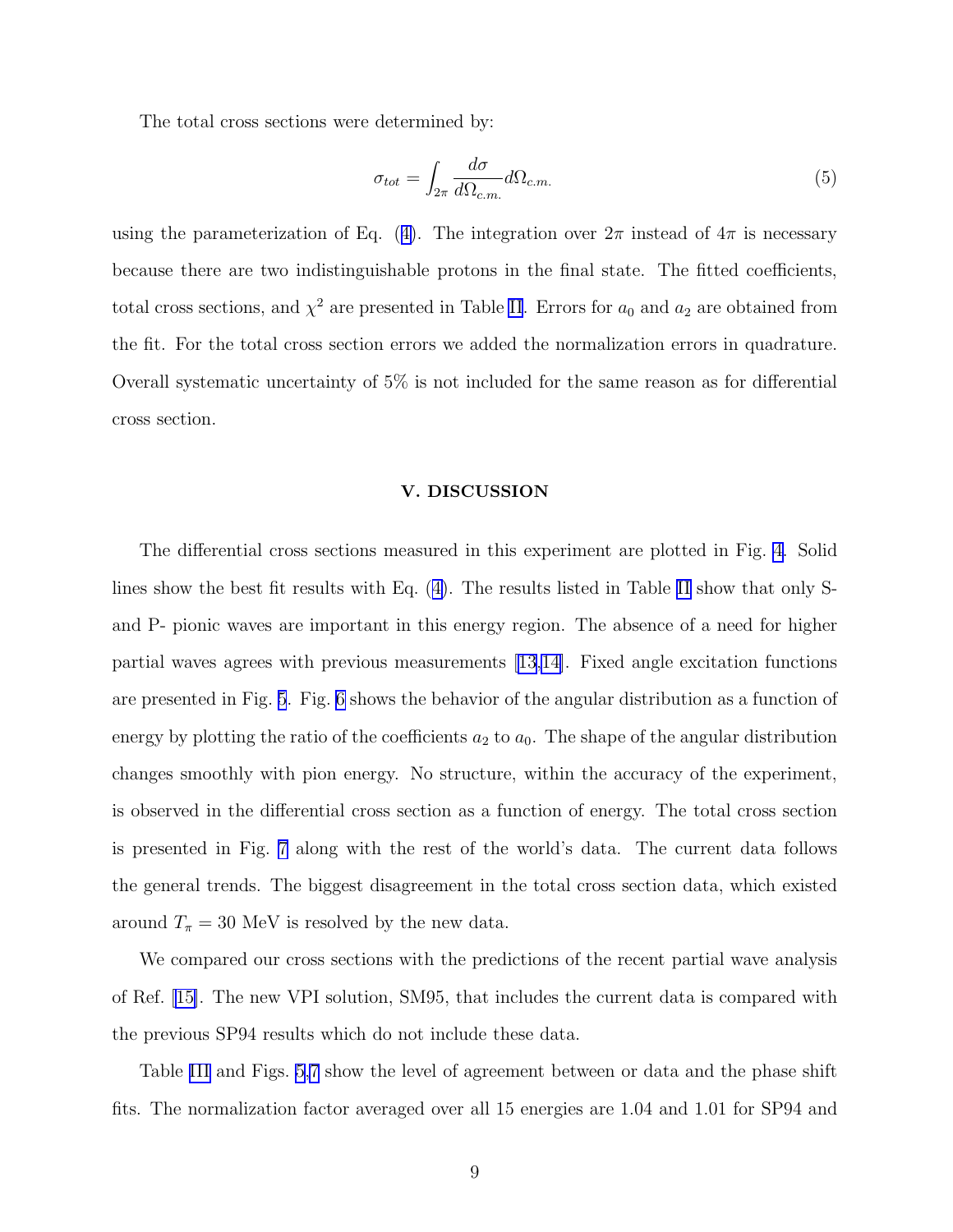The total cross sections were determined by:

$$\sigma_{tot} = \int_{2\pi} \frac{d\sigma}{d\Omega_{c.m.}} d\Omega_{c.m.} \tag{5}$$

using the parameterization of Eq. (4). The integration over $2\pi$ instead of $4\pi$ is necessary because there are two indistinguishable protons in the final state. The fitted coefficients, total cross sections, and $\chi^2$ are presented in Table II. Errors for $a_0$ and $a_2$ are obtained from the fit. For the total cross section errors we added the normalization errors in quadrature. Overall systematic uncertainty of 5% is not included for the same reason as for differential cross section.

## V. DISCUSSION

The differential cross sections measured in this experiment are plotted in Fig. 4. Solid lines show the best fit results with Eq. (4). The results listed in Table II show that only S- and P- pionic waves are important in this energy region. The absence of a need for higher partial waves agrees with previous measurements [13,14]. Fixed angle excitation functions are presented in Fig. 5. Fig. 6 shows the behavior of the angular distribution as a function of energy by plotting the ratio of the coefficients $a_2$ to $a_0$. The shape of the angular distribution changes smoothly with pion energy. No structure, within the accuracy of the experiment, is observed in the differential cross section as a function of energy. The total cross section is presented in Fig. 7 along with the rest of the world's data. The current data follows the general trends. The biggest disagreement in the total cross section data, which existed around $T_\pi = 30$ MeV is resolved by the new data.

We compared our cross sections with the predictions of the recent partial wave analysis of Ref. [15]. The new VPI solution, SM95, that includes the current data is compared with the previous SP94 results which do not include these data.

Table III and Figs. 5,7 show the level of agreement between or data and the phase shift fits. The normalization factor averaged over all 15 energies are 1.04 and 1.01 for SP94 and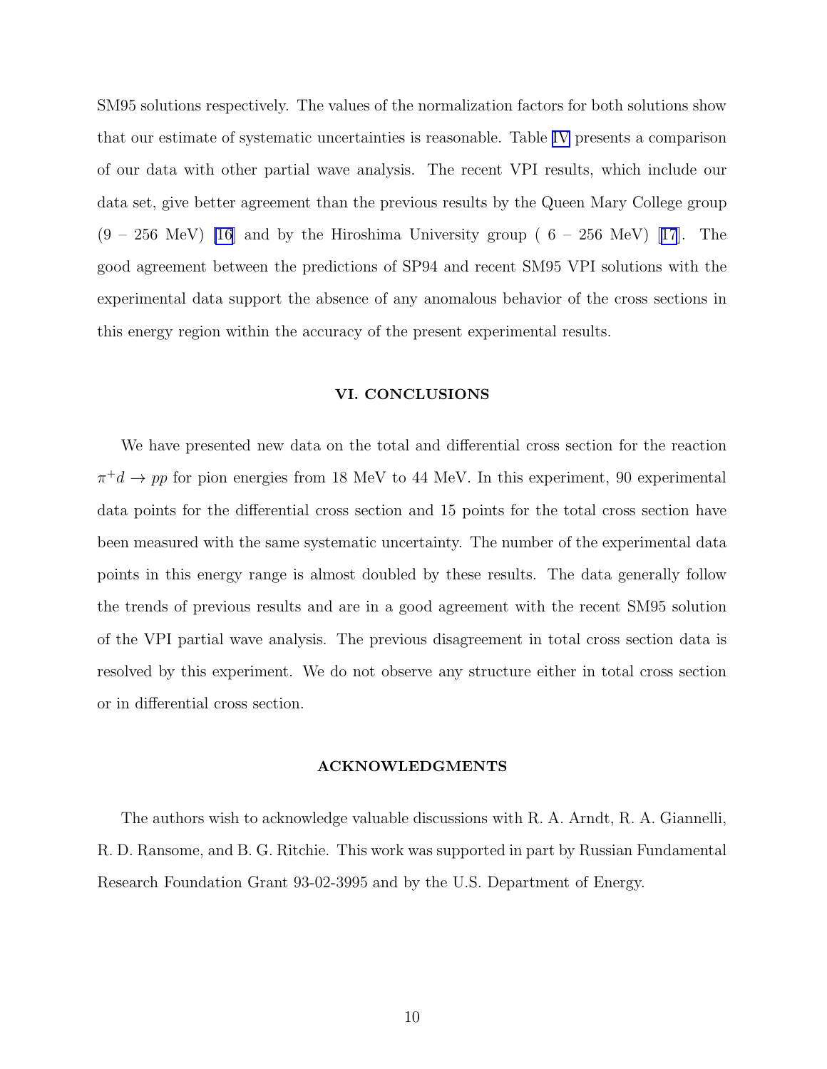SM95 solutions respectively. The values of the normalization factors for both solutions show that our estimate of systematic uncertainties is reasonable. Table IV presents a comparison of our data with other partial wave analysis. The recent VPI results, which include our data set, give better agreement than the previous results by the Queen Mary College group (9 – 256 MeV) [16] and by the Hiroshima University group ( 6 – 256 MeV) [17]. The good agreement between the predictions of SP94 and recent SM95 VPI solutions with the experimental data support the absence of any anomalous behavior of the cross sections in this energy region within the accuracy of the present experimental results.

## VI. CONCLUSIONS

We have presented new data on the total and differential cross section for the reaction $\pi^+ d \to pp$ for pion energies from 18 MeV to 44 MeV. In this experiment, 90 experimental data points for the differential cross section and 15 points for the total cross section have been measured with the same systematic uncertainty. The number of the experimental data points in this energy range is almost doubled by these results. The data generally follow the trends of previous results and are in a good agreement with the recent SM95 solution of the VPI partial wave analysis. The previous disagreement in total cross section data is resolved by this experiment. We do not observe any structure either in total cross section or in differential cross section.

## ACKNOWLEDGMENTS

The authors wish to acknowledge valuable discussions with R. A. Arndt, R. A. Giannelli, R. D. Ransome, and B. G. Ritchie. This work was supported in part by Russian Fundamental Research Foundation Grant 93-02-3995 and by the U.S. Department of Energy.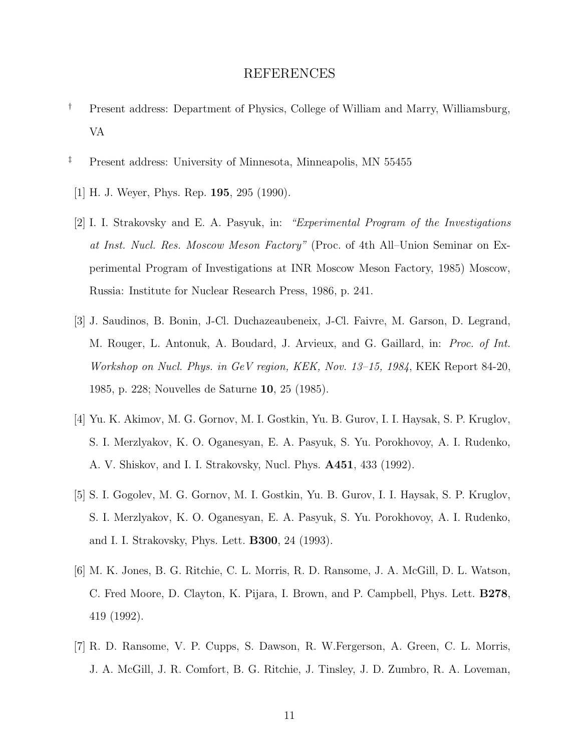# REFERENCES

† Present address: Department of Physics, College of William and Marry, Williamsburg, VA

‡ Present address: University of Minnesota, Minneapolis, MN 55455

[1] H. J. Weyer, Phys. Rep. **195**, 295 (1990).

[2] I. I. Strakovsky and E. A. Pasyuk, in: *"Experimental Program of the Investigations at Inst. Nucl. Res. Moscow Meson Factory"* (Proc. of 4th All–Union Seminar on Experimental Program of Investigations at INR Moscow Meson Factory, 1985) Moscow, Russia: Institute for Nuclear Research Press, 1986, p. 241.

[3] J. Saudinos, B. Bonin, J-Cl. Duchazeaubeneix, J-Cl. Faivre, M. Garson, D. Legrand, M. Rouger, L. Antonuk, A. Boudard, J. Arvieux, and G. Gaillard, in: *Proc. of Int. Workshop on Nucl. Phys. in GeV region, KEK, Nov. 13–15, 1984*, KEK Report 84-20, 1985, p. 228; Nouvelles de Saturne **10**, 25 (1985).

[4] Yu. K. Akimov, M. G. Gornov, M. I. Gostkin, Yu. B. Gurov, I. I. Haysak, S. P. Kruglov, S. I. Merzlyakov, K. O. Oganesyan, E. A. Pasyuk, S. Yu. Porokhovoy, A. I. Rudenko, A. V. Shiskov, and I. I. Strakovsky, Nucl. Phys. **A451**, 433 (1992).

[5] S. I. Gogolev, M. G. Gornov, M. I. Gostkin, Yu. B. Gurov, I. I. Haysak, S. P. Kruglov, S. I. Merzlyakov, K. O. Oganesyan, E. A. Pasyuk, S. Yu. Porokhovoy, A. I. Rudenko, and I. I. Strakovsky, Phys. Lett. **B300**, 24 (1993).

[6] M. K. Jones, B. G. Ritchie, C. L. Morris, R. D. Ransome, J. A. McGill, D. L. Watson, C. Fred Moore, D. Clayton, K. Pijara, I. Brown, and P. Campbell, Phys. Lett. **B278**, 419 (1992).

[7] R. D. Ransome, V. P. Cupps, S. Dawson, R. W.Fergerson, A. Green, C. L. Morris, J. A. McGill, J. R. Comfort, B. G. Ritchie, J. Tinsley, J. D. Zumbro, R. A. Loveman,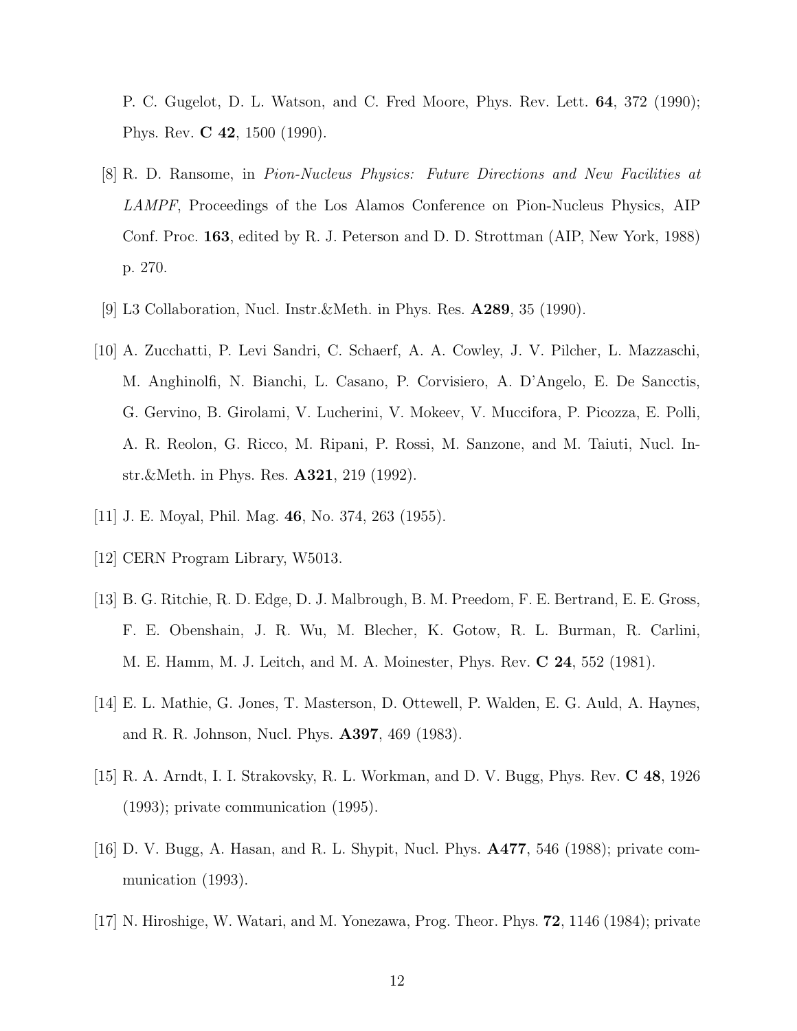P. C. Gugelot, D. L. Watson, and C. Fred Moore, Phys. Rev. Lett. **64**, 372 (1990); Phys. Rev. **C 42**, 1500 (1990).

[8] R. D. Ransome, in *Pion-Nucleus Physics: Future Directions and New Facilities at LAMPF*, Proceedings of the Los Alamos Conference on Pion-Nucleus Physics, AIP Conf. Proc. **163**, edited by R. J. Peterson and D. D. Strottman (AIP, New York, 1988) p. 270.

[9] L3 Collaboration, Nucl. Instr.&Meth. in Phys. Res. **A289**, 35 (1990).

[10] A. Zucchatti, P. Levi Sandri, C. Schaerf, A. A. Cowley, J. V. Pilcher, L. Mazzaschi, M. Anghinolfi, N. Bianchi, L. Casano, P. Corvisiero, A. D'Angelo, E. De Sancctis, G. Gervino, B. Girolami, V. Lucherini, V. Mokeev, V. Muccifora, P. Picozza, E. Polli, A. R. Reolon, G. Ricco, M. Ripani, P. Rossi, M. Sanzone, and M. Taiuti, Nucl. Instr.&Meth. in Phys. Res. **A321**, 219 (1992).

[11] J. E. Moyal, Phil. Mag. **46**, No. 374, 263 (1955).

[12] CERN Program Library, W5013.

[13] B. G. Ritchie, R. D. Edge, D. J. Malbrough, B. M. Preedom, F. E. Bertrand, E. E. Gross, F. E. Obenshain, J. R. Wu, M. Blecher, K. Gotow, R. L. Burman, R. Carlini, M. E. Hamm, M. J. Leitch, and M. A. Moinester, Phys. Rev. **C 24**, 552 (1981).

[14] E. L. Mathie, G. Jones, T. Masterson, D. Ottewell, P. Walden, E. G. Auld, A. Haynes, and R. R. Johnson, Nucl. Phys. **A397**, 469 (1983).

[15] R. A. Arndt, I. I. Strakovsky, R. L. Workman, and D. V. Bugg, Phys. Rev. **C 48**, 1926 (1993); private communication (1995).

[16] D. V. Bugg, A. Hasan, and R. L. Shypit, Nucl. Phys. **A477**, 546 (1988); private communication (1993).

[17] N. Hiroshige, W. Watari, and M. Yonezawa, Prog. Theor. Phys. **72**, 1146 (1984); private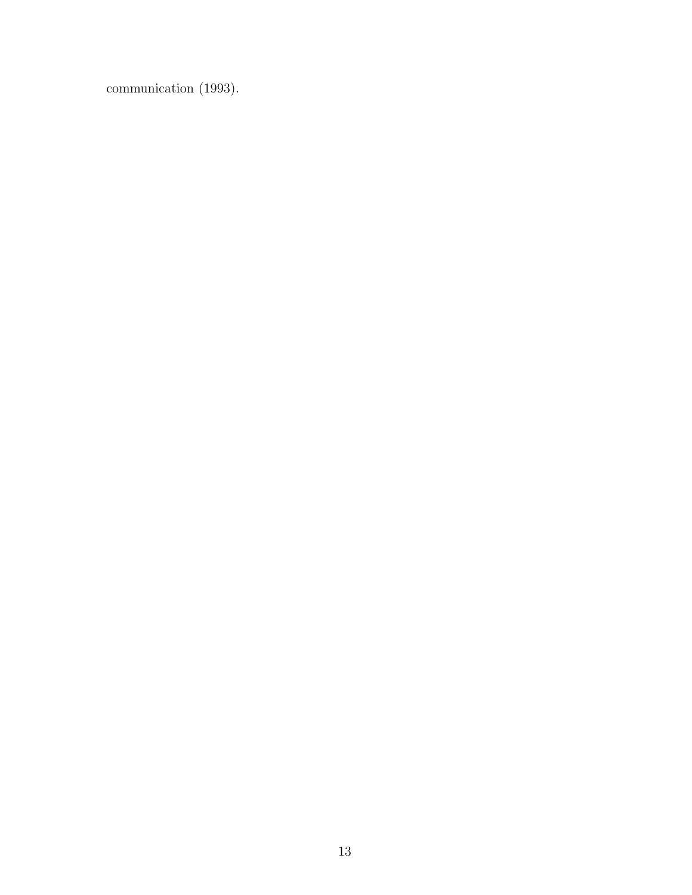communication (1993).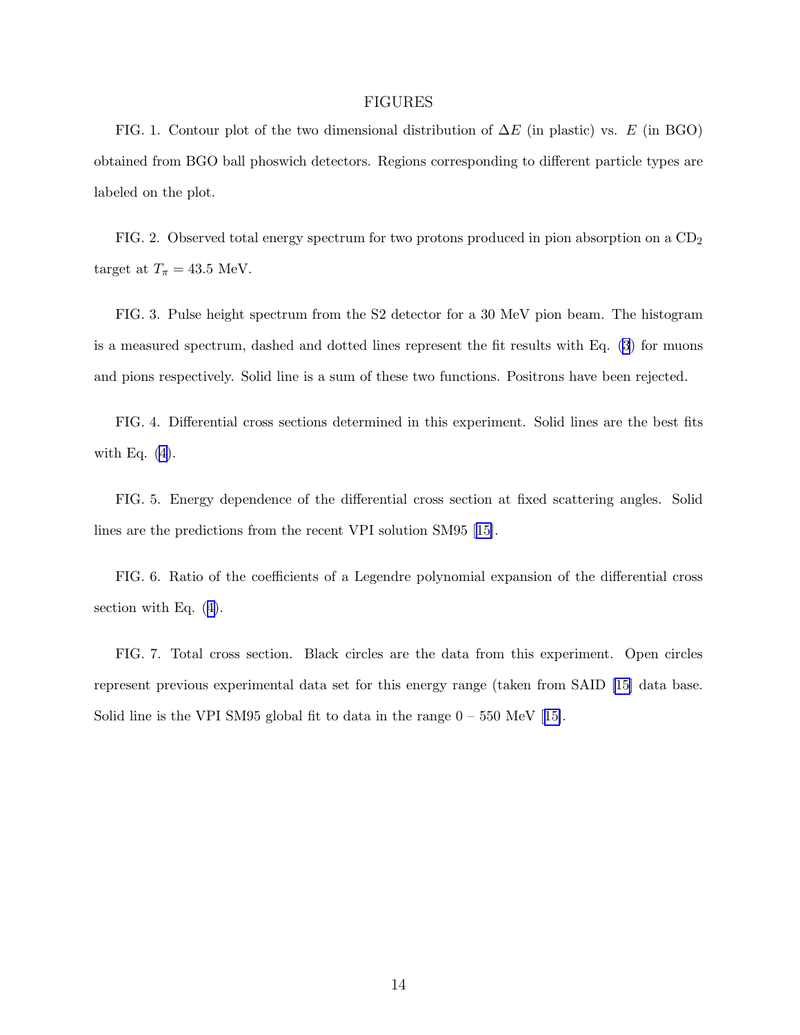# FIGURES

FIG. 1. Contour plot of the two dimensional distribution of $\Delta E$ (in plastic) vs. $E$ (in BGO) obtained from BGO ball phoswich detectors. Regions corresponding to different particle types are labeled on the plot.

FIG. 2. Observed total energy spectrum for two protons produced in pion absorption on a $CD_2$ target at $T_\pi = 43.5$ MeV.

FIG. 3. Pulse height spectrum from the S2 detector for a 30 MeV pion beam. The histogram is a measured spectrum, dashed and dotted lines represent the fit results with Eq. (3) for muons and pions respectively. Solid line is a sum of these two functions. Positrons have been rejected.

FIG. 4. Differential cross sections determined in this experiment. Solid lines are the best fits with Eq. (4).

FIG. 5. Energy dependence of the differential cross section at fixed scattering angles. Solid lines are the predictions from the recent VPI solution SM95 [15].

FIG. 6. Ratio of the coefficients of a Legendre polynomial expansion of the differential cross section with Eq. (4).

FIG. 7. Total cross section. Black circles are the data from this experiment. Open circles represent previous experimental data set for this energy range (taken from SAID [15] data base. Solid line is the VPI SM95 global fit to data in the range 0 – 550 MeV [15].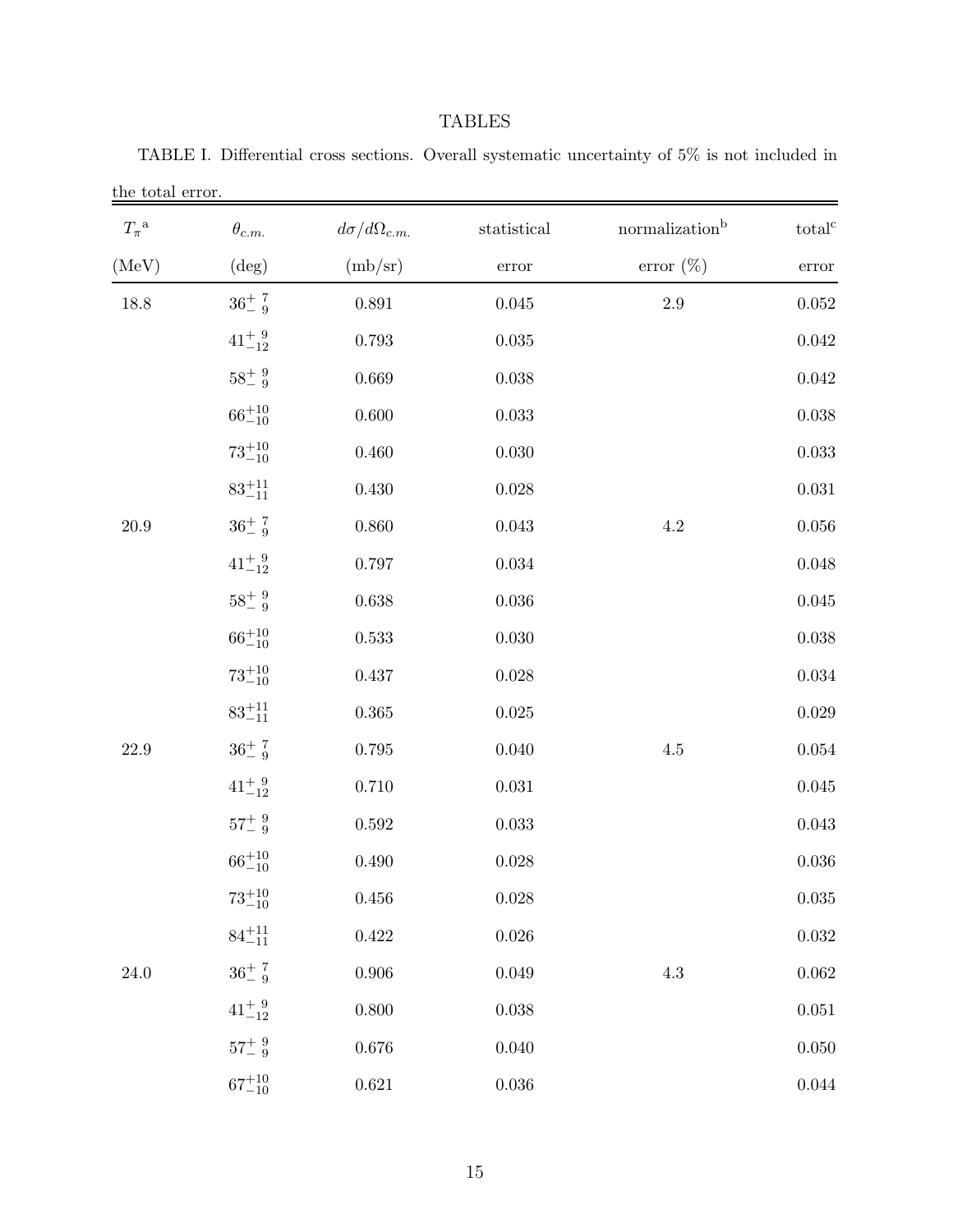# TABLES

TABLE I. Differential cross sections. Overall systematic uncertainty of 5% is not included in the total error.

| $T_\pi$[a] (MeV) | $\theta_{c.m.}$ (deg) | $d\sigma/d\Omega_{c.m.}$ (mb/sr) | statistical error | normalization[b] error (%) | total[c] error |
|---|---|---|---|---|---|
| 18.8 | $36^{+\ 7}_{-\ 9}$ | 0.891 | 0.045 | 2.9 | 0.052 |
| | $41^{+\ 9}_{-12}$ | 0.793 | 0.035 | | 0.042 |
| | $58^{+\ 9}_{-\ 9}$ | 0.669 | 0.038 | | 0.042 |
| | $66^{+10}_{-10}$ | 0.600 | 0.033 | | 0.038 |
| | $73^{+10}_{-10}$ | 0.460 | 0.030 | | 0.033 |
| | $83^{+11}_{-11}$ | 0.430 | 0.028 | | 0.031 |
| 20.9 | $36^{+\ 7}_{-\ 9}$ | 0.860 | 0.043 | 4.2 | 0.056 |
| | $41^{+\ 9}_{-12}$ | 0.797 | 0.034 | | 0.048 |
| | $58^{+\ 9}_{-\ 9}$ | 0.638 | 0.036 | | 0.045 |
| | $66^{+10}_{-10}$ | 0.533 | 0.030 | | 0.038 |
| | $73^{+10}_{-10}$ | 0.437 | 0.028 | | 0.034 |
| | $83^{+11}_{-11}$ | 0.365 | 0.025 | | 0.029 |
| 22.9 | $36^{+\ 7}_{-\ 9}$ | 0.795 | 0.040 | 4.5 | 0.054 |
| | $41^{+\ 9}_{-12}$ | 0.710 | 0.031 | | 0.045 |
| | $57^{+\ 9}_{-\ 9}$ | 0.592 | 0.033 | | 0.043 |
| | $66^{+10}_{-10}$ | 0.490 | 0.028 | | 0.036 |
| | $73^{+10}_{-10}$ | 0.456 | 0.028 | | 0.035 |
| | $84^{+11}_{-11}$ | 0.422 | 0.026 | | 0.032 |
| 24.0 | $36^{+\ 7}_{-\ 9}$ | 0.906 | 0.049 | 4.3 | 0.062 |
| | $41^{+\ 9}_{-12}$ | 0.800 | 0.038 | | 0.051 |
| | $57^{+\ 9}_{-\ 9}$ | 0.676 | 0.040 | | 0.050 |
| | $67^{+10}_{-10}$ | 0.621 | 0.036 | | 0.044 |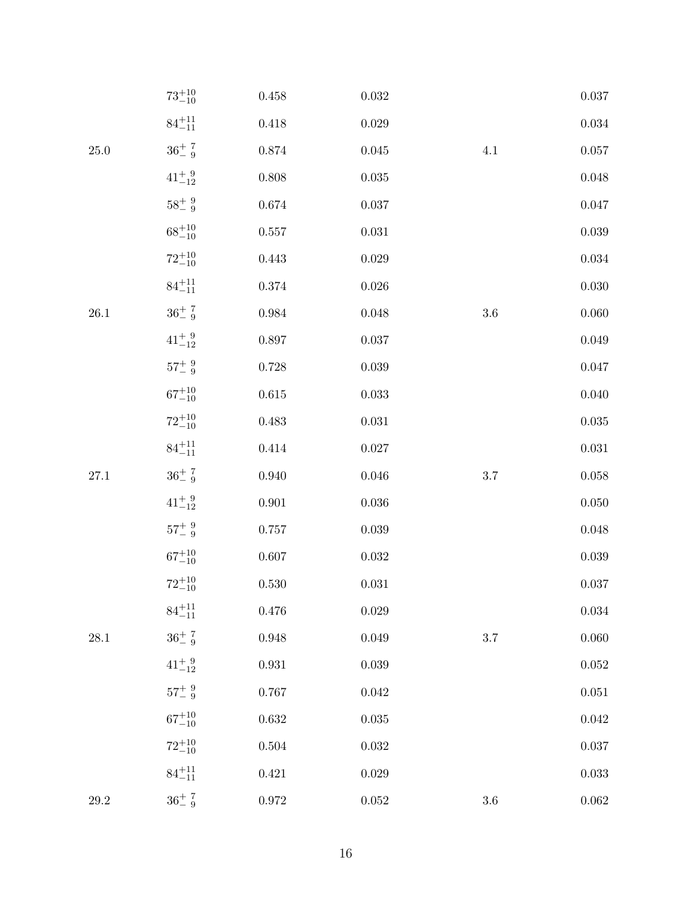|  |  |  |  |  |  |
|---|---|---|---|---|---|
|  | $73^{+10}_{-10}$ | 0.458 | 0.032 |  | 0.037 |
|  | $84^{+11}_{-11}$ | 0.418 | 0.029 |  | 0.034 |
| 25.0 | $36^{+\ 7}_{-\ 9}$ | 0.874 | 0.045 | 4.1 | 0.057 |
|  | $41^{+\ 9}_{-12}$ | 0.808 | 0.035 |  | 0.048 |
|  | $58^{+\ 9}_{-\ 9}$ | 0.674 | 0.037 |  | 0.047 |
|  | $68^{+10}_{-10}$ | 0.557 | 0.031 |  | 0.039 |
|  | $72^{+10}_{-10}$ | 0.443 | 0.029 |  | 0.034 |
|  | $84^{+11}_{-11}$ | 0.374 | 0.026 |  | 0.030 |
| 26.1 | $36^{+\ 7}_{-\ 9}$ | 0.984 | 0.048 | 3.6 | 0.060 |
|  | $41^{+\ 9}_{-12}$ | 0.897 | 0.037 |  | 0.049 |
|  | $57^{+\ 9}_{-\ 9}$ | 0.728 | 0.039 |  | 0.047 |
|  | $67^{+10}_{-10}$ | 0.615 | 0.033 |  | 0.040 |
|  | $72^{+10}_{-10}$ | 0.483 | 0.031 |  | 0.035 |
|  | $84^{+11}_{-11}$ | 0.414 | 0.027 |  | 0.031 |
| 27.1 | $36^{+\ 7}_{-\ 9}$ | 0.940 | 0.046 | 3.7 | 0.058 |
|  | $41^{+\ 9}_{-12}$ | 0.901 | 0.036 |  | 0.050 |
|  | $57^{+\ 9}_{-\ 9}$ | 0.757 | 0.039 |  | 0.048 |
|  | $67^{+10}_{-10}$ | 0.607 | 0.032 |  | 0.039 |
|  | $72^{+10}_{-10}$ | 0.530 | 0.031 |  | 0.037 |
|  | $84^{+11}_{-11}$ | 0.476 | 0.029 |  | 0.034 |
| 28.1 | $36^{+\ 7}_{-\ 9}$ | 0.948 | 0.049 | 3.7 | 0.060 |
|  | $41^{+\ 9}_{-12}$ | 0.931 | 0.039 |  | 0.052 |
|  | $57^{+\ 9}_{-\ 9}$ | 0.767 | 0.042 |  | 0.051 |
|  | $67^{+10}_{-10}$ | 0.632 | 0.035 |  | 0.042 |
|  | $72^{+10}_{-10}$ | 0.504 | 0.032 |  | 0.037 |
|  | $84^{+11}_{-11}$ | 0.421 | 0.029 |  | 0.033 |
| 29.2 | $36^{+\ 7}_{-\ 9}$ | 0.972 | 0.052 | 3.6 | 0.062 |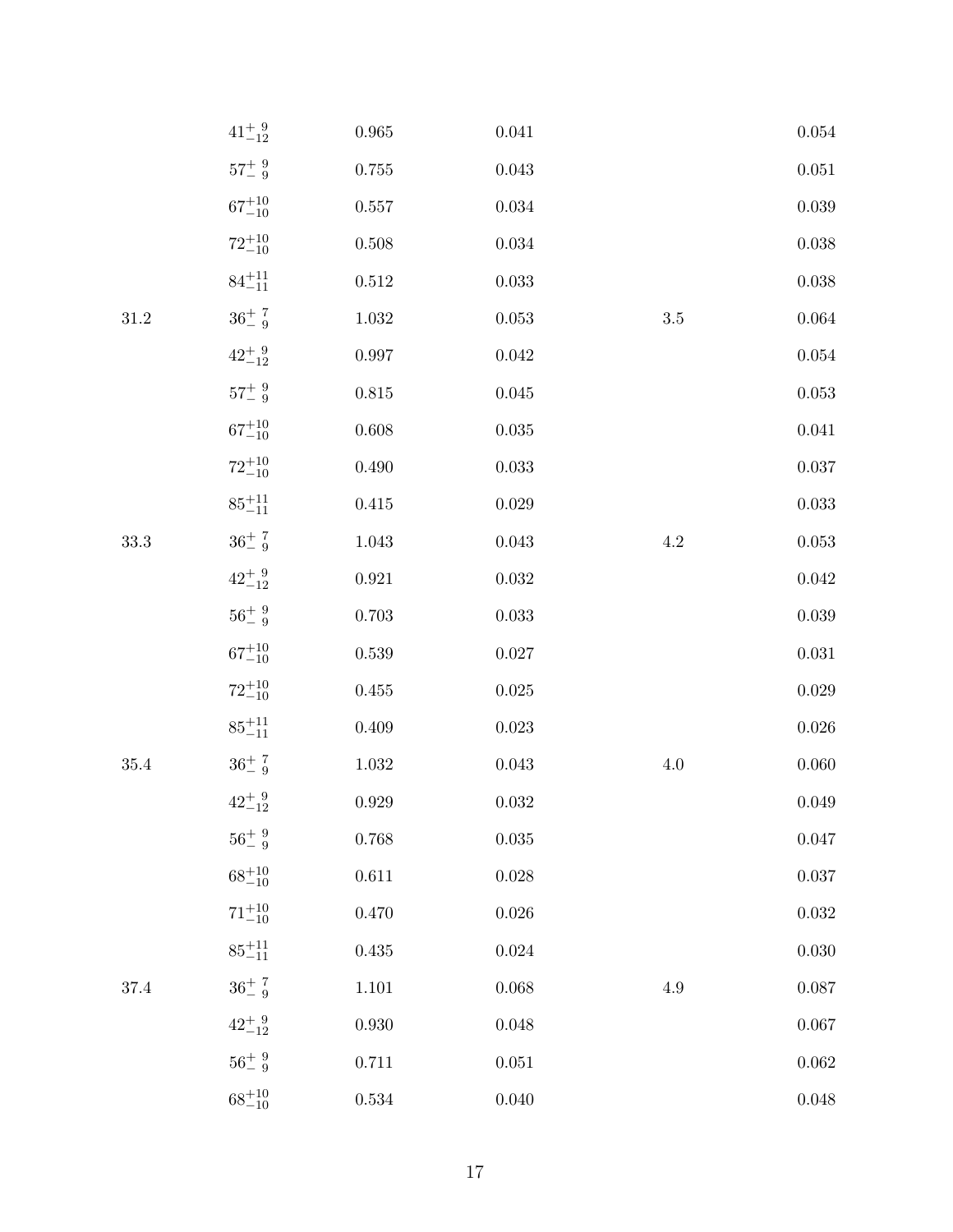| | | | | | |
|---|---|---|---|---|---|
| | $41^{+\ 9}_{-12}$ | 0.965 | 0.041 | | 0.054 |
| | $57^{+\ 9}_{-\ 9}$ | 0.755 | 0.043 | | 0.051 |
| | $67^{+10}_{-10}$ | 0.557 | 0.034 | | 0.039 |
| | $72^{+10}_{-10}$ | 0.508 | 0.034 | | 0.038 |
| | $84^{+11}_{-11}$ | 0.512 | 0.033 | | 0.038 |
| 31.2 | $36^{+\ 7}_{-\ 9}$ | 1.032 | 0.053 | 3.5 | 0.064 |
| | $42^{+\ 9}_{-12}$ | 0.997 | 0.042 | | 0.054 |
| | $57^{+\ 9}_{-\ 9}$ | 0.815 | 0.045 | | 0.053 |
| | $67^{+10}_{-10}$ | 0.608 | 0.035 | | 0.041 |
| | $72^{+10}_{-10}$ | 0.490 | 0.033 | | 0.037 |
| | $85^{+11}_{-11}$ | 0.415 | 0.029 | | 0.033 |
| 33.3 | $36^{+\ 7}_{-\ 9}$ | 1.043 | 0.043 | 4.2 | 0.053 |
| | $42^{+\ 9}_{-12}$ | 0.921 | 0.032 | | 0.042 |
| | $56^{+\ 9}_{-\ 9}$ | 0.703 | 0.033 | | 0.039 |
| | $67^{+10}_{-10}$ | 0.539 | 0.027 | | 0.031 |
| | $72^{+10}_{-10}$ | 0.455 | 0.025 | | 0.029 |
| | $85^{+11}_{-11}$ | 0.409 | 0.023 | | 0.026 |
| 35.4 | $36^{+\ 7}_{-\ 9}$ | 1.032 | 0.043 | 4.0 | 0.060 |
| | $42^{+\ 9}_{-12}$ | 0.929 | 0.032 | | 0.049 |
| | $56^{+\ 9}_{-\ 9}$ | 0.768 | 0.035 | | 0.047 |
| | $68^{+10}_{-10}$ | 0.611 | 0.028 | | 0.037 |
| | $71^{+10}_{-10}$ | 0.470 | 0.026 | | 0.032 |
| | $85^{+11}_{-11}$ | 0.435 | 0.024 | | 0.030 |
| 37.4 | $36^{+\ 7}_{-\ 9}$ | 1.101 | 0.068 | 4.9 | 0.087 |
| | $42^{+\ 9}_{-12}$ | 0.930 | 0.048 | | 0.067 |
| | $56^{+\ 9}_{-\ 9}$ | 0.711 | 0.051 | | 0.062 |
| | $68^{+10}_{-10}$ | 0.534 | 0.040 | | 0.048 |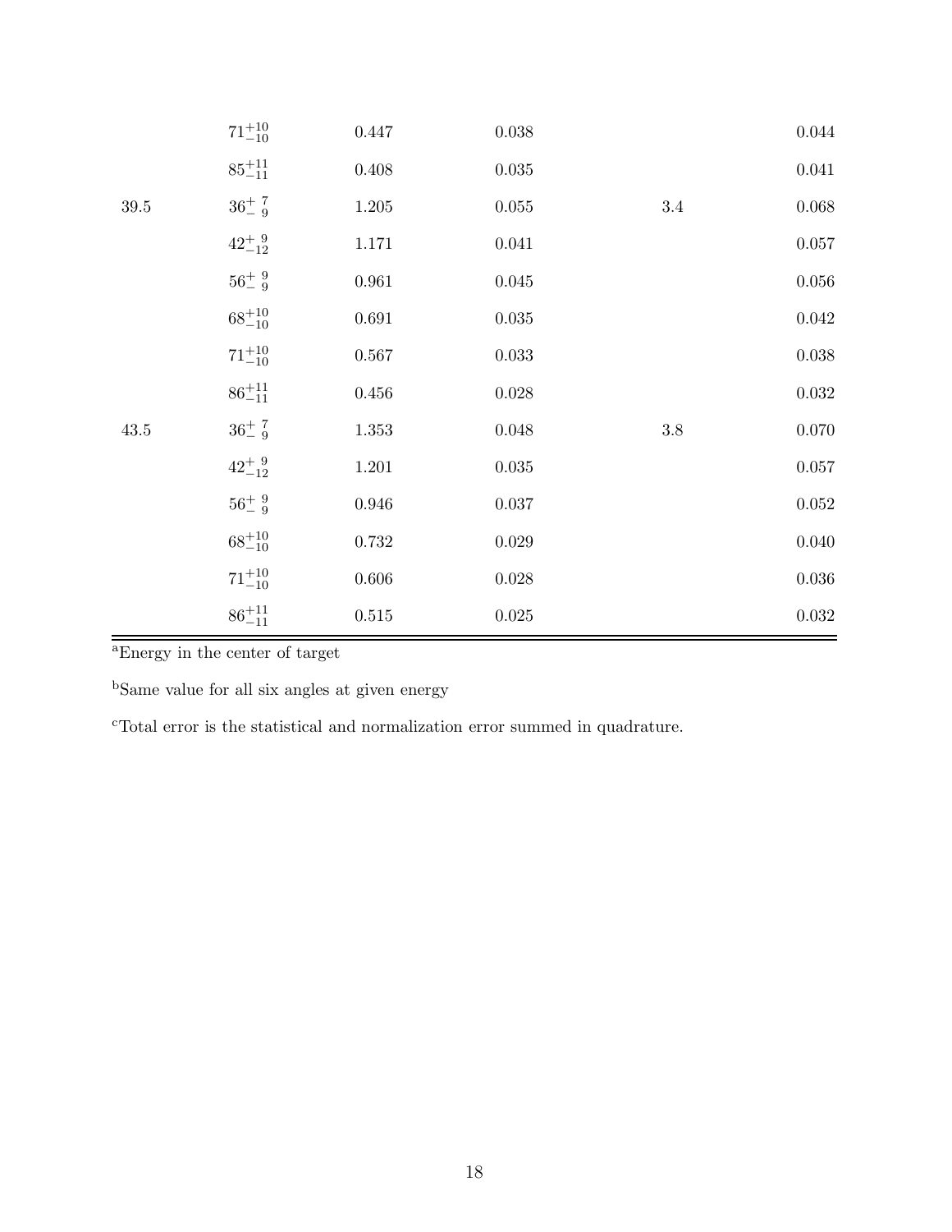| | | | | | |
|---|---|---|---|---|---|
| | $71^{+10}_{-10}$ | 0.447 | 0.038 | | 0.044 |
| | $85^{+11}_{-11}$ | 0.408 | 0.035 | | 0.041 |
| 39.5 | $36^{+\ 7}_{-\ 9}$ | 1.205 | 0.055 | 3.4 | 0.068 |
| | $42^{+\ 9}_{-12}$ | 1.171 | 0.041 | | 0.057 |
| | $56^{+\ 9}_{-\ 9}$ | 0.961 | 0.045 | | 0.056 |
| | $68^{+10}_{-10}$ | 0.691 | 0.035 | | 0.042 |
| | $71^{+10}_{-10}$ | 0.567 | 0.033 | | 0.038 |
| | $86^{+11}_{-11}$ | 0.456 | 0.028 | | 0.032 |
| 43.5 | $36^{+\ 7}_{-\ 9}$ | 1.353 | 0.048 | 3.8 | 0.070 |
| | $42^{+\ 9}_{-12}$ | 1.201 | 0.035 | | 0.057 |
| | $56^{+\ 9}_{-\ 9}$ | 0.946 | 0.037 | | 0.052 |
| | $68^{+10}_{-10}$ | 0.732 | 0.029 | | 0.040 |
| | $71^{+10}_{-10}$ | 0.606 | 0.028 | | 0.036 |
| | $86^{+11}_{-11}$ | 0.515 | 0.025 | | 0.032 |

[a]Energy in the center of target

[b]Same value for all six angles at given energy

[c]Total error is the statistical and normalization error summed in quadrature.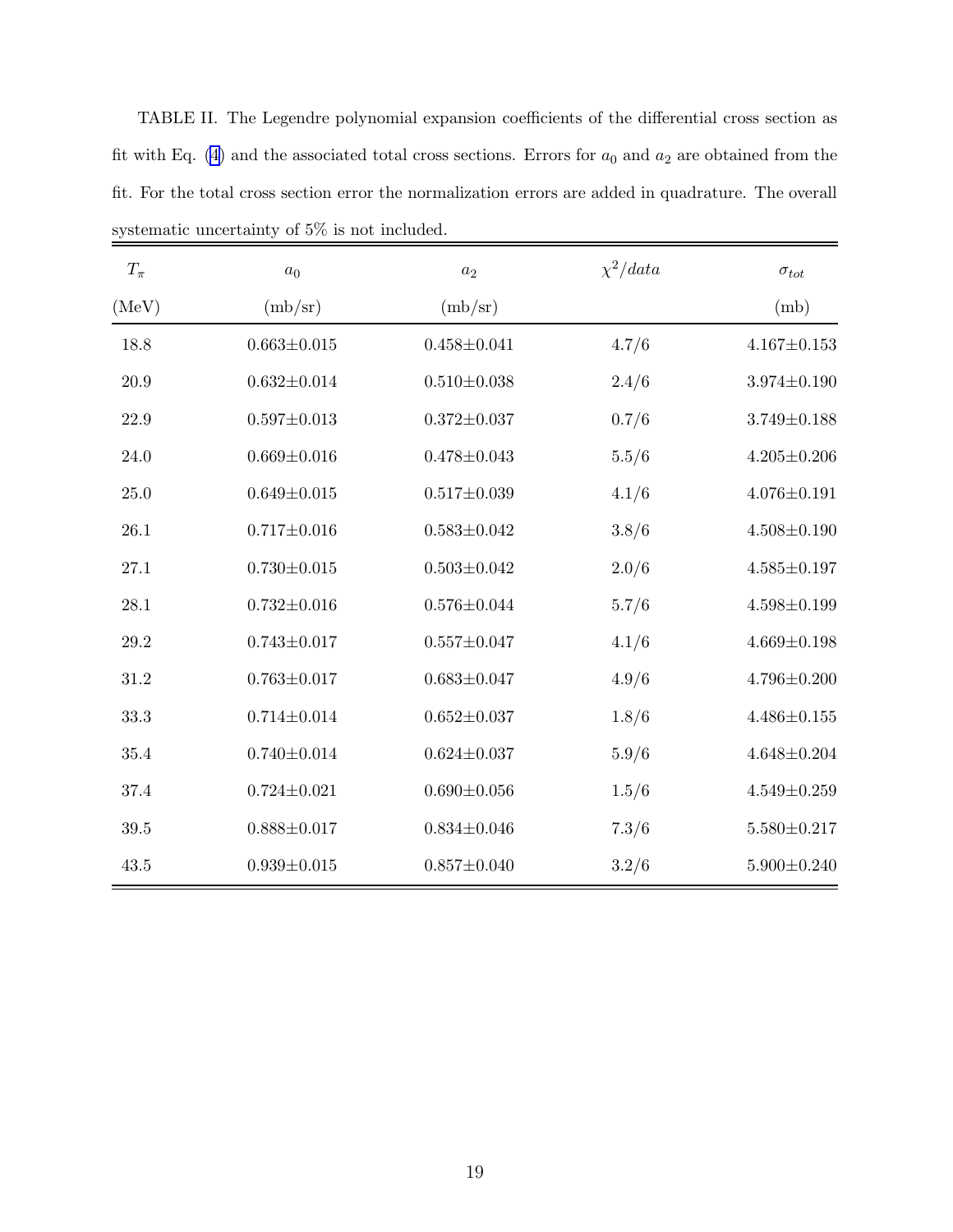TABLE II. The Legendre polynomial expansion coefficients of the differential cross section as fit with Eq. (4) and the associated total cross sections. Errors for $a_0$ and $a_2$ are obtained from the fit. For the total cross section error the normalization errors are added in quadrature. The overall systematic uncertainty of 5% is not included.

| $T_\pi$ (MeV) | $a_0$ (mb/sr) | $a_2$ (mb/sr) | $\chi^2/data$ | $\sigma_{tot}$ (mb) |
|---|---|---|---|---|
| 18.8 | 0.663±0.015 | 0.458±0.041 | 4.7/6 | 4.167±0.153 |
| 20.9 | 0.632±0.014 | 0.510±0.038 | 2.4/6 | 3.974±0.190 |
| 22.9 | 0.597±0.013 | 0.372±0.037 | 0.7/6 | 3.749±0.188 |
| 24.0 | 0.669±0.016 | 0.478±0.043 | 5.5/6 | 4.205±0.206 |
| 25.0 | 0.649±0.015 | 0.517±0.039 | 4.1/6 | 4.076±0.191 |
| 26.1 | 0.717±0.016 | 0.583±0.042 | 3.8/6 | 4.508±0.190 |
| 27.1 | 0.730±0.015 | 0.503±0.042 | 2.0/6 | 4.585±0.197 |
| 28.1 | 0.732±0.016 | 0.576±0.044 | 5.7/6 | 4.598±0.199 |
| 29.2 | 0.743±0.017 | 0.557±0.047 | 4.1/6 | 4.669±0.198 |
| 31.2 | 0.763±0.017 | 0.683±0.047 | 4.9/6 | 4.796±0.200 |
| 33.3 | 0.714±0.014 | 0.652±0.037 | 1.8/6 | 4.486±0.155 |
| 35.4 | 0.740±0.014 | 0.624±0.037 | 5.9/6 | 4.648±0.204 |
| 37.4 | 0.724±0.021 | 0.690±0.056 | 1.5/6 | 4.549±0.259 |
| 39.5 | 0.888±0.017 | 0.834±0.046 | 7.3/6 | 5.580±0.217 |
| 43.5 | 0.939±0.015 | 0.857±0.040 | 3.2/6 | 5.900±0.240 |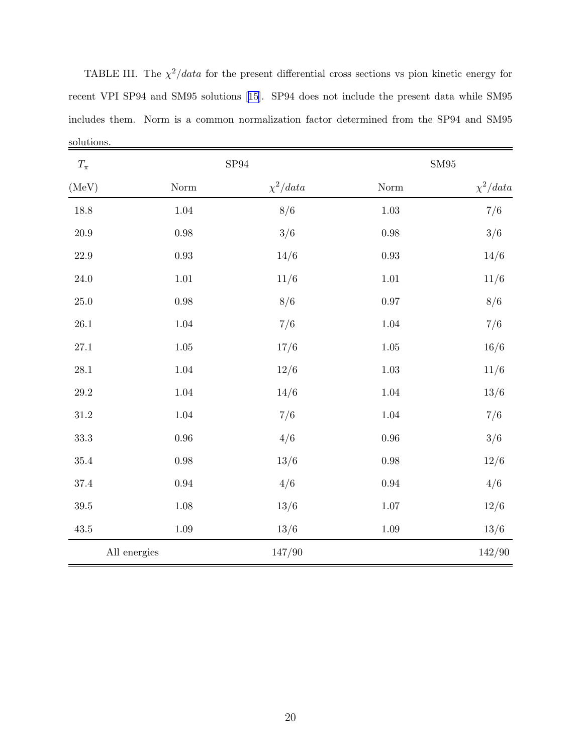TABLE III. The $\chi^2/data$ for the present differential cross sections vs pion kinetic energy for recent VPI SP94 and SM95 solutions [15]. SP94 does not include the present data while SM95 includes them. Norm is a common normalization factor determined from the SP94 and SM95 solutions.

| $T_\pi$ | SP94 | | SM95 | |
|---|---|---|---|---|
| (MeV) | Norm | $\chi^2/data$ | Norm | $\chi^2/data$ |
| 18.8 | 1.04 | 8/6 | 1.03 | 7/6 |
| 20.9 | 0.98 | 3/6 | 0.98 | 3/6 |
| 22.9 | 0.93 | 14/6 | 0.93 | 14/6 |
| 24.0 | 1.01 | 11/6 | 1.01 | 11/6 |
| 25.0 | 0.98 | 8/6 | 0.97 | 8/6 |
| 26.1 | 1.04 | 7/6 | 1.04 | 7/6 |
| 27.1 | 1.05 | 17/6 | 1.05 | 16/6 |
| 28.1 | 1.04 | 12/6 | 1.03 | 11/6 |
| 29.2 | 1.04 | 14/6 | 1.04 | 13/6 |
| 31.2 | 1.04 | 7/6 | 1.04 | 7/6 |
| 33.3 | 0.96 | 4/6 | 0.96 | 3/6 |
| 35.4 | 0.98 | 13/6 | 0.98 | 12/6 |
| 37.4 | 0.94 | 4/6 | 0.94 | 4/6 |
| 39.5 | 1.08 | 13/6 | 1.07 | 12/6 |
| 43.5 | 1.09 | 13/6 | 1.09 | 13/6 |
| All energies | | 147/90 | | 142/90 |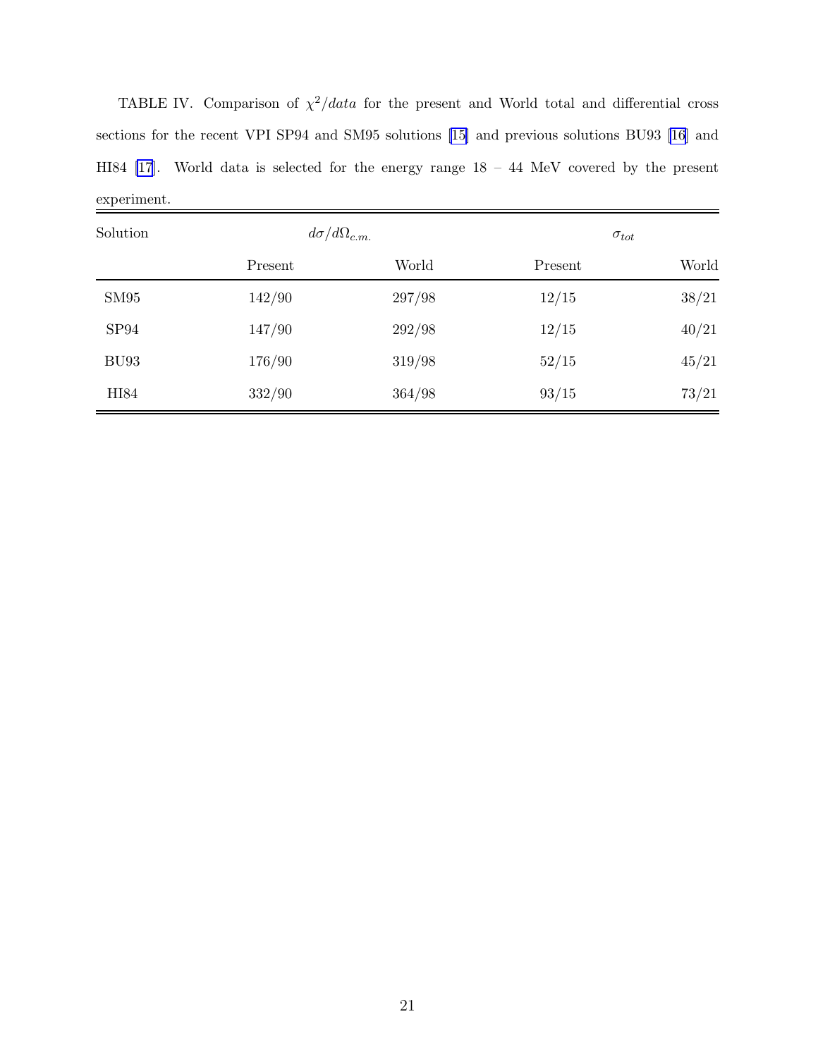TABLE IV. Comparison of $\chi^2/data$ for the present and World total and differential cross sections for the recent VPI SP94 and SM95 solutions [15] and previous solutions BU93 [16] and HI84 [17]. World data is selected for the energy range 18 – 44 MeV covered by the present experiment.

| Solution | $d\sigma/d\Omega_{c.m.}$ | | $\sigma_{tot}$ | |
|---|---|---|---|---|
| | Present | World | Present | World |
| SM95 | 142/90 | 297/98 | 12/15 | 38/21 |
| SP94 | 147/90 | 292/98 | 12/15 | 40/21 |
| BU93 | 176/90 | 319/98 | 52/15 | 45/21 |
| HI84 | 332/90 | 364/98 | 93/15 | 73/21 |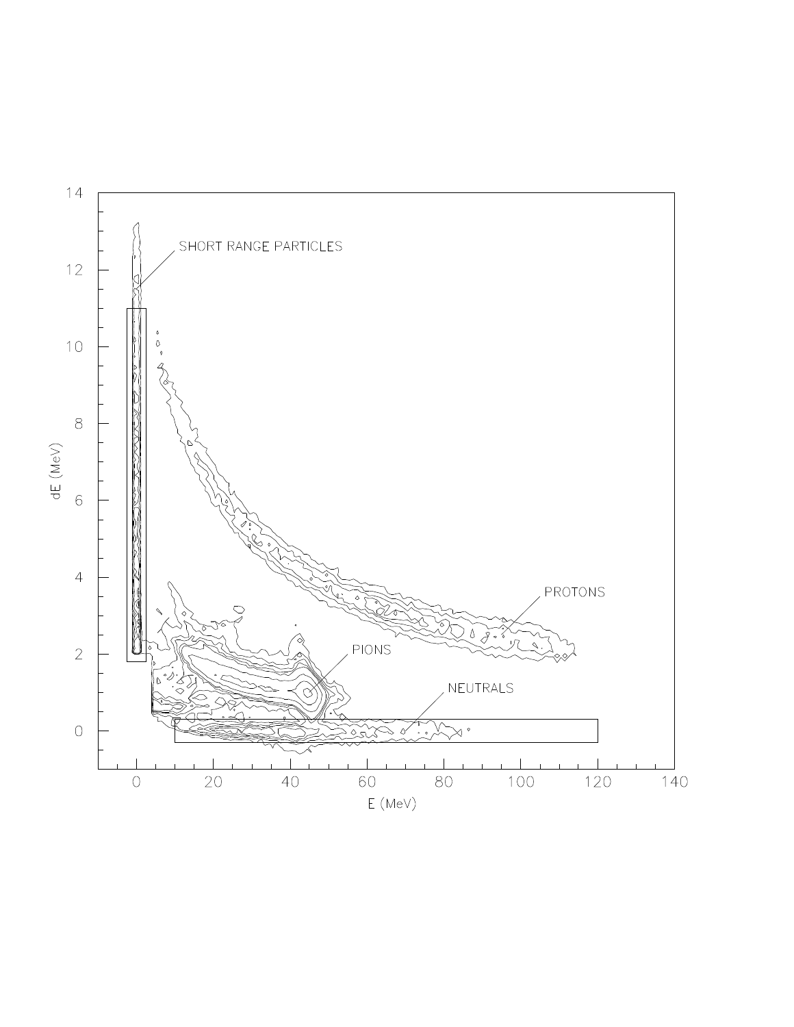SHORT RANGE PARTICLES

PROTONS

PIONS

NEUTRALS

dE (MeV)

E (MeV)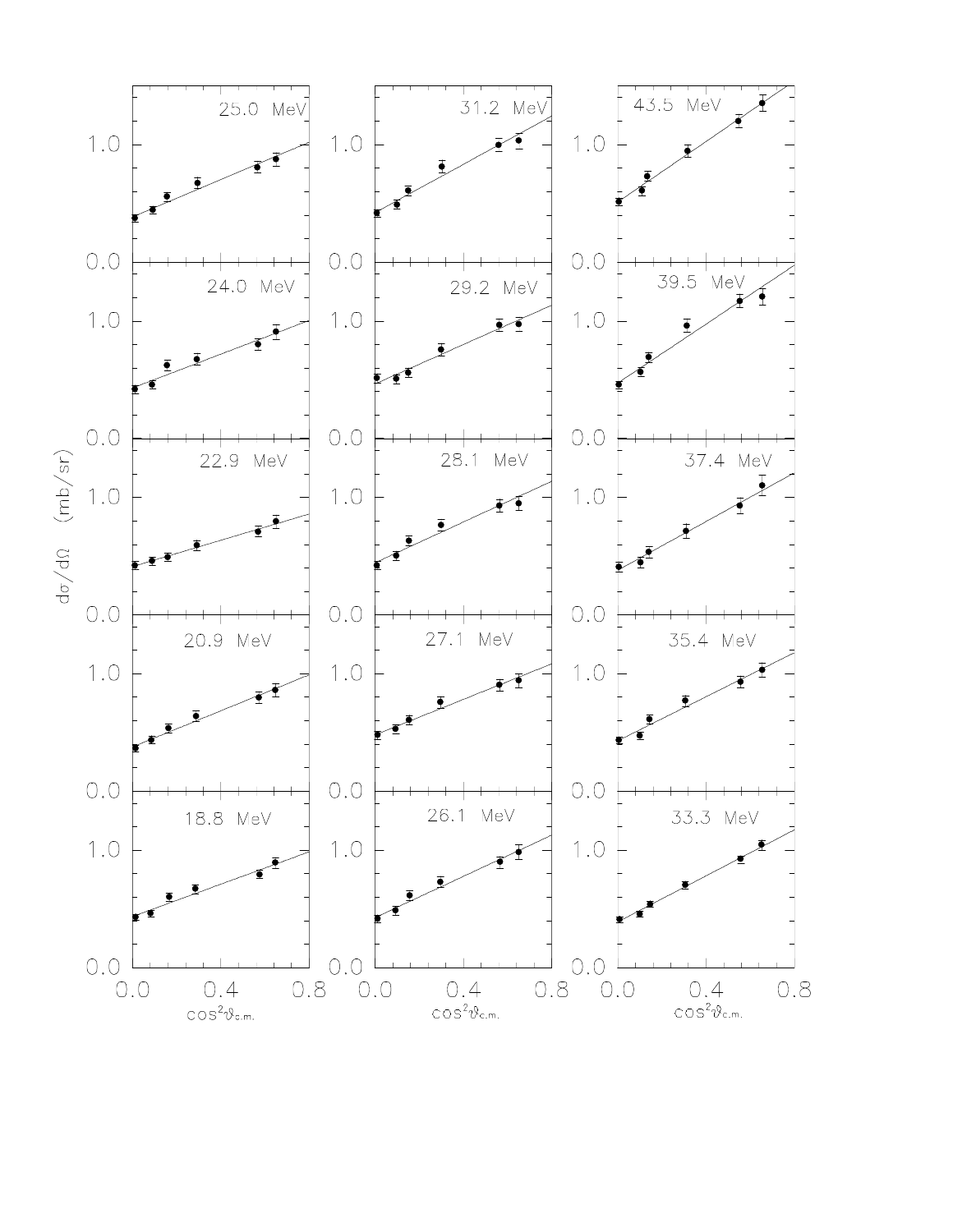25.0 MeV

31.2 MeV

43.5 MeV

24.0 MeV

29.2 MeV

39.5 MeV

22.9 MeV

28.1 MeV

37.4 MeV

20.9 MeV

27.1 MeV

35.4 MeV

18.8 MeV

26.1 MeV

33.3 MeV

$d\sigma/d\Omega$ (mb/sr)

$\cos^2\vartheta_{c.m.}$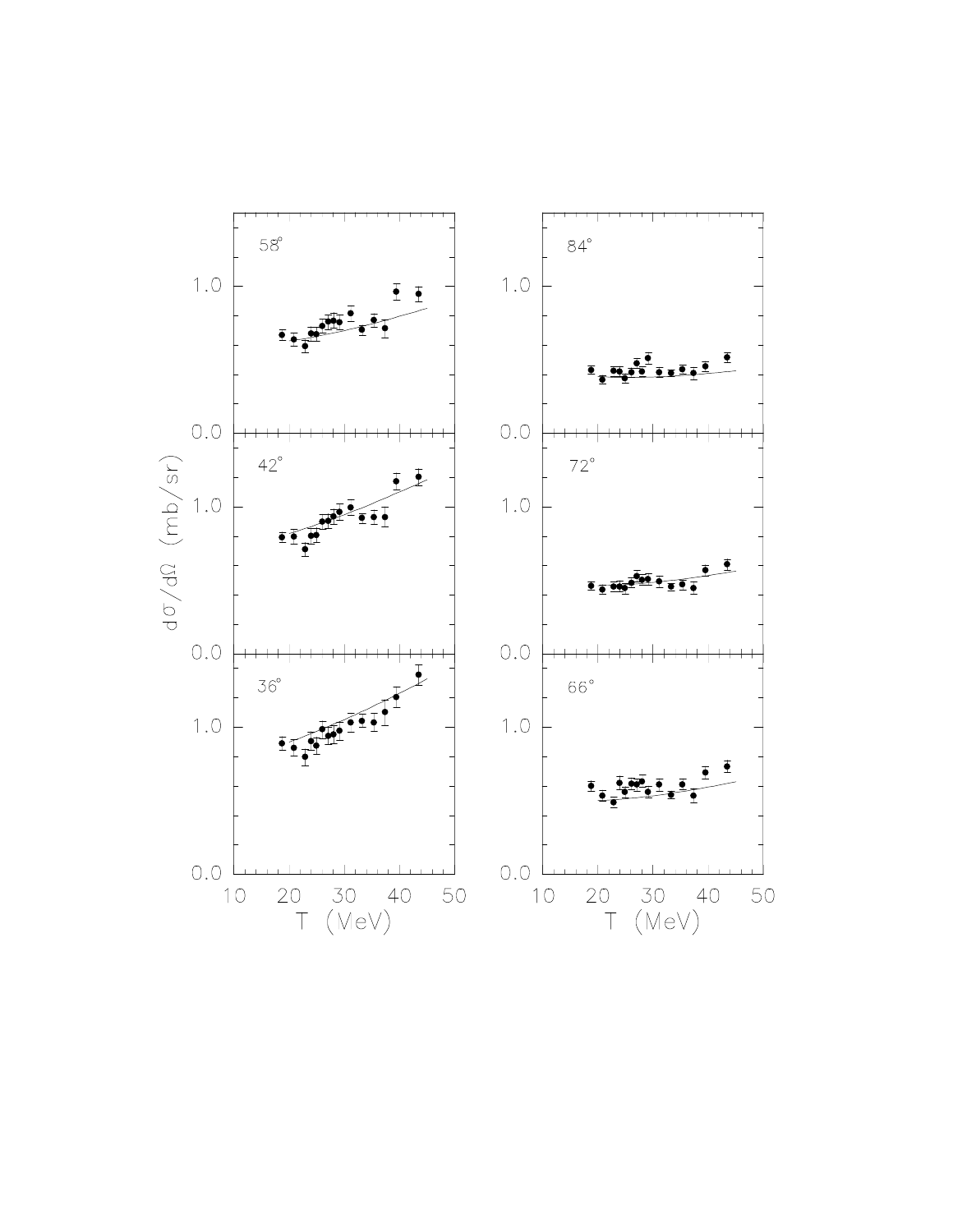58°

84°

42°

72°

36°

66°

$d\sigma/d\Omega$ (mb/sr)

T (VeV)

T (MeV)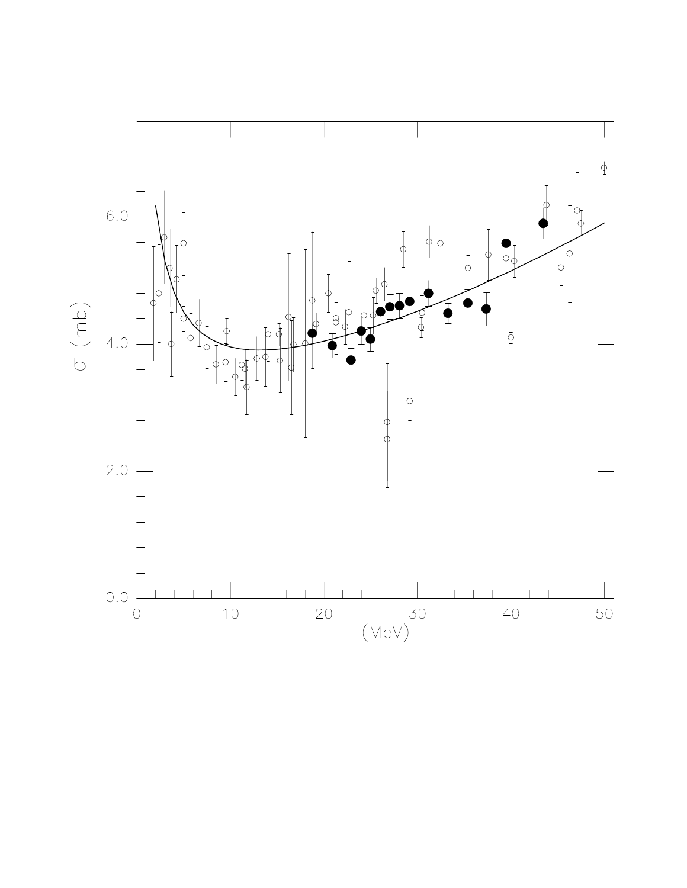6.0

4.0

2.0

0.0

0

10

20

30

40

50

$\sigma$ (mb)

T (MeV)